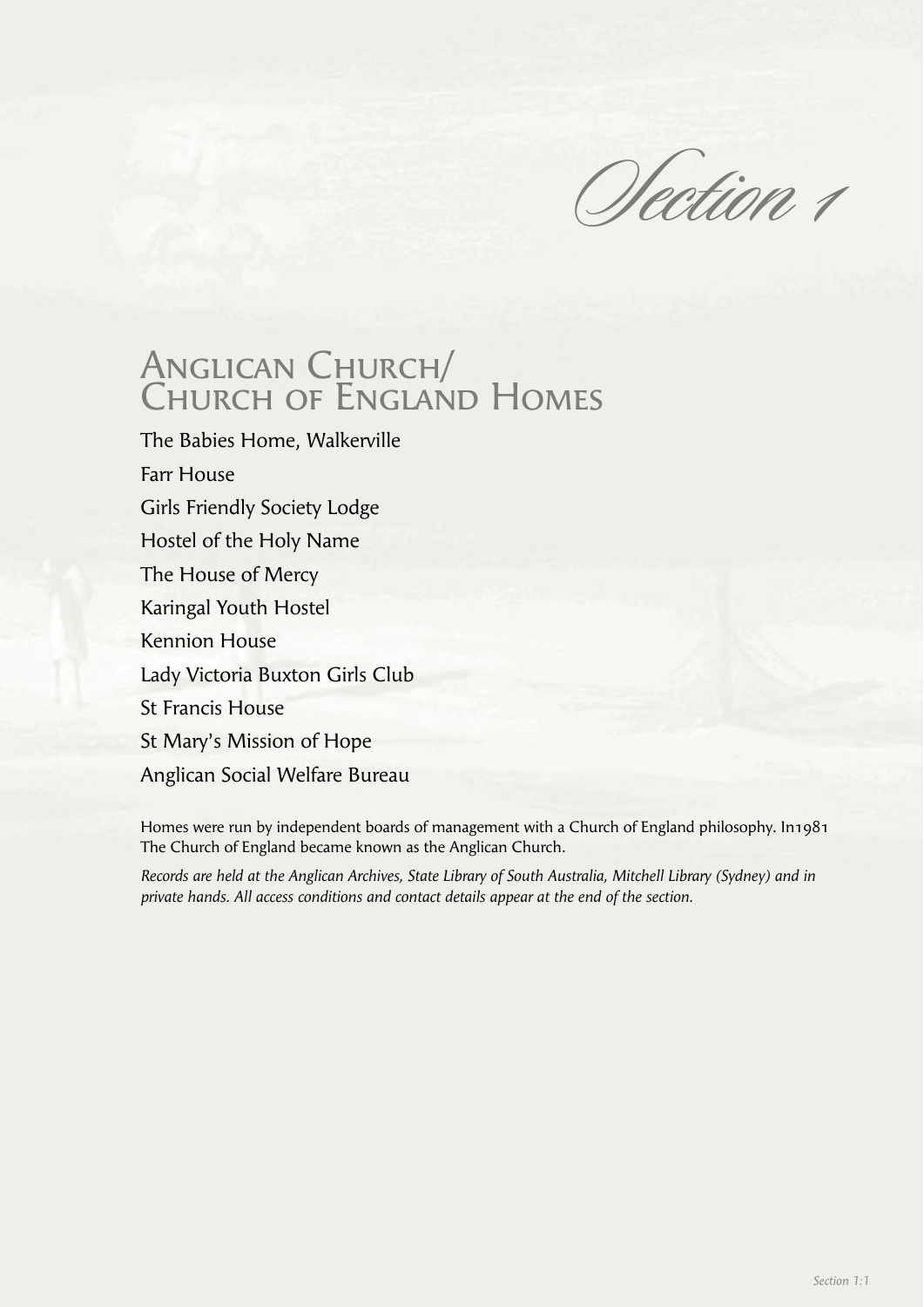# Section 1

## Anglican Church/ Church of England Homes

The Babies Home, Walkerville

Farr House

Girls Friendly Society Lodge

Hostel of the Holy Name

The House of Mercy

Karingal Youth Hostel

Kennion House

Lady Victoria Buxton Girls Club

St Francis House

St Mary's Mission of Hope

Anglican Social Welfare Bureau

Homes were run by independent boards of management with a Church of England philosophy. In1981 The Church of England became known as the Anglican Church.

*Records are held at the Anglican Archives, State Library of South Australia, Mitchell Library (Sydney) and in private hands. All access conditions and contact details appear at the end of the section.*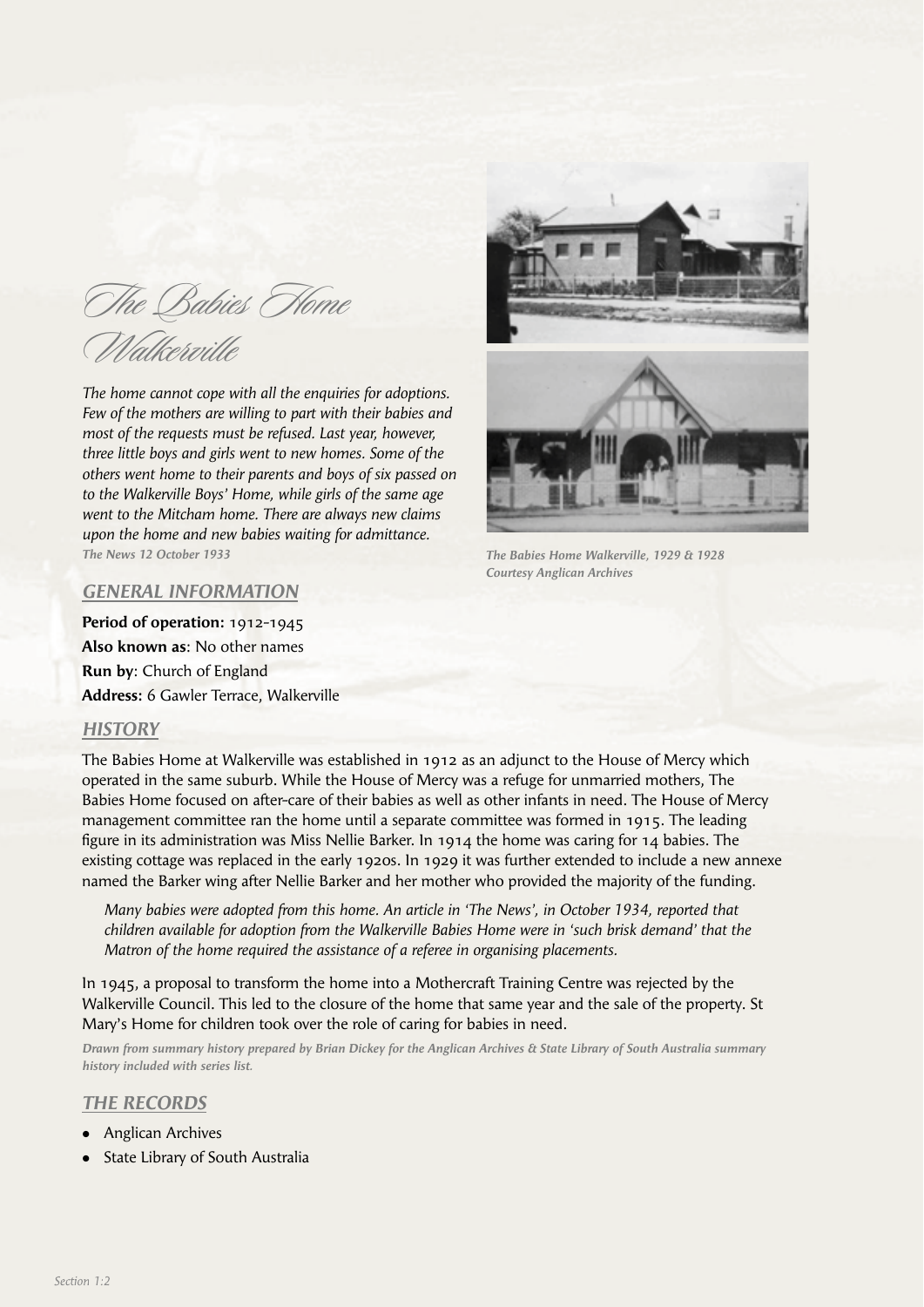# The Babies Home Walkerville

*The home cannot cope with all the enquiries for adoptions. Few of the mothers are willing to part with their babies and most of the requests must be refused. Last year, however, three little boys and girls went to new homes. Some of the others went home to their parents and boys of six passed on to the Walkerville Boys' Home, while girls of the same age went to the Mitcham home. There are always new claims upon the home and new babies waiting for admittance.*
***The News 12 October 1933***

***The Babies Home Walkerville, 1929 & 1928***
***Courtesy Anglican Archives***

## GENERAL INFORMATION

**Period of operation:** 1912-1945
**Also known as**: No other names
**Run by**: Church of England
**Address:** 6 Gawler Terrace, Walkerville

## HISTORY

The Babies Home at Walkerville was established in 1912 as an adjunct to the House of Mercy which operated in the same suburb. While the House of Mercy was a refuge for unmarried mothers, The Babies Home focused on after-care of their babies as well as other infants in need. The House of Mercy management committee ran the home until a separate committee was formed in 1915. The leading figure in its administration was Miss Nellie Barker. In 1914 the home was caring for 14 babies. The existing cottage was replaced in the early 1920s. In 1929 it was further extended to include a new annexe named the Barker wing after Nellie Barker and her mother who provided the majority of the funding.

> *Many babies were adopted from this home. An article in 'The News', in October 1934, reported that children available for adoption from the Walkerville Babies Home were in 'such brisk demand' that the Matron of the home required the assistance of a referee in organising placements.*

In 1945, a proposal to transform the home into a Mothercraft Training Centre was rejected by the Walkerville Council. This led to the closure of the home that same year and the sale of the property. St Mary's Home for children took over the role of caring for babies in need.

***Drawn from summary history prepared by Brian Dickey for the Anglican Archives & State Library of South Australia summary history included with series list.***

## THE RECORDS

- Anglican Archives
- State Library of South Australia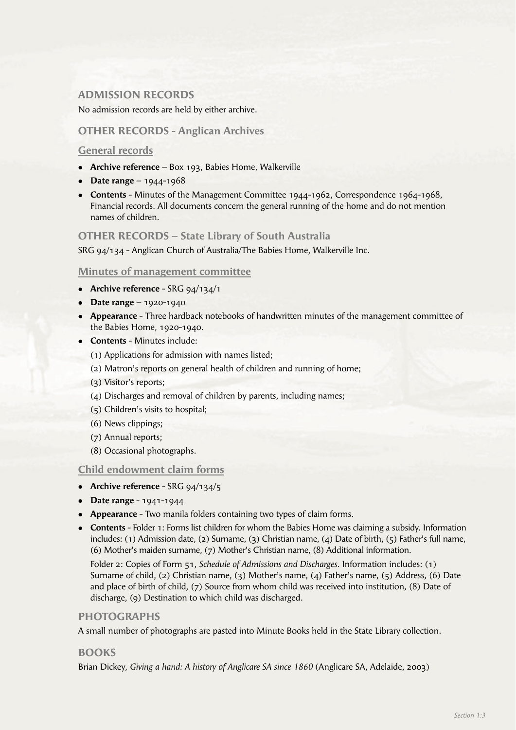## ADMISSION RECORDS

No admission records are held by either archive.

## OTHER RECORDS - Anglican Archives

### General records

- **Archive reference** – Box 193, Babies Home, Walkerville
- **Date range** – 1944-1968
- **Contents** - Minutes of the Management Committee 1944-1962, Correspondence 1964-1968, Financial records. All documents concern the general running of the home and do not mention names of children.

## OTHER RECORDS – State Library of South Australia

SRG 94/134 - Anglican Church of Australia/The Babies Home, Walkerville Inc.

### Minutes of management committee

- **Archive reference** - SRG 94/134/1
- **Date range** – 1920-1940
- **Appearance** - Three hardback notebooks of handwritten minutes of the management committee of the Babies Home, 1920-1940.
- **Contents** - Minutes include:

  (1) Applications for admission with names listed;

  (2) Matron's reports on general health of children and running of home;

  (3) Visitor's reports;

  (4) Discharges and removal of children by parents, including names;

  (5) Children's visits to hospital;

  (6) News clippings;

  (7) Annual reports;

  (8) Occasional photographs.

### Child endowment claim forms

- **Archive reference** - SRG 94/134/5
- **Date range** - 1941-1944
- **Appearance** - Two manila folders containing two types of claim forms.
- **Contents** - Folder 1: Forms list children for whom the Babies Home was claiming a subsidy. Information includes: (1) Admission date, (2) Surname, (3) Christian name, (4) Date of birth, (5) Father's full name, (6) Mother's maiden surname, (7) Mother's Christian name, (8) Additional information.

  Folder 2: Copies of Form 51, *Schedule of Admissions and Discharges*. Information includes: (1) Surname of child, (2) Christian name, (3) Mother's name, (4) Father's name, (5) Address, (6) Date and place of birth of child, (7) Source from whom child was received into institution, (8) Date of discharge, (9) Destination to which child was discharged.

## PHOTOGRAPHS

A small number of photographs are pasted into Minute Books held in the State Library collection.

## BOOKS

Brian Dickey, *Giving a hand: A history of Anglicare SA since 1860* (Anglicare SA, Adelaide, 2003)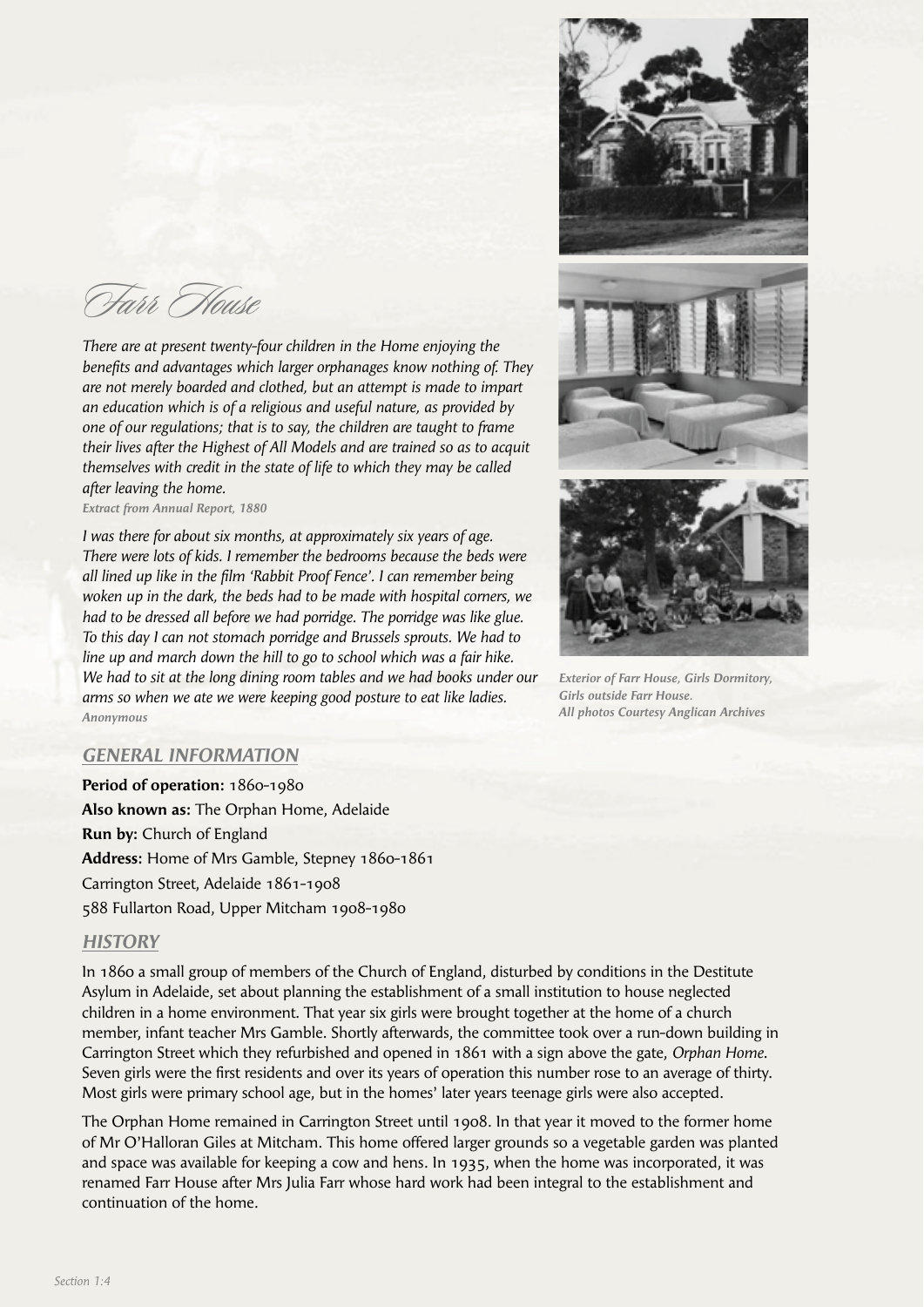# Farr House

*There are at present twenty-four children in the Home enjoying the benefits and advantages which larger orphanages know nothing of. They are not merely boarded and clothed, but an attempt is made to impart an education which is of a religious and useful nature, as provided by one of our regulations; that is to say, the children are taught to frame their lives after the Highest of All Models and are trained so as to acquit themselves with credit in the state of life to which they may be called after leaving the home.*
***Extract from Annual Report, 1880***

*I was there for about six months, at approximately six years of age. There were lots of kids. I remember the bedrooms because the beds were all lined up like in the film 'Rabbit Proof Fence'. I can remember being woken up in the dark, the beds had to be made with hospital corners, we had to be dressed all before we had porridge. The porridge was like glue. To this day I can not stomach porridge and Brussels sprouts. We had to line up and march down the hill to go to school which was a fair hike. We had to sit at the long dining room tables and we had books under our arms so when we ate we were keeping good posture to eat like ladies.*
***Anonymous***

***Exterior of Farr House, Girls Dormitory, Girls outside Farr House. All photos Courtesy Anglican Archives***

## *GENERAL INFORMATION*

**Period of operation:** 1860-1980
**Also known as:** The Orphan Home, Adelaide
**Run by:** Church of England
**Address:** Home of Mrs Gamble, Stepney 1860-1861
Carrington Street, Adelaide 1861-1908
588 Fullarton Road, Upper Mitcham 1908-1980

## *HISTORY*

In 1860 a small group of members of the Church of England, disturbed by conditions in the Destitute Asylum in Adelaide, set about planning the establishment of a small institution to house neglected children in a home environment. That year six girls were brought together at the home of a church member, infant teacher Mrs Gamble. Shortly afterwards, the committee took over a run-down building in Carrington Street which they refurbished and opened in 1861 with a sign above the gate, *Orphan Home*. Seven girls were the first residents and over its years of operation this number rose to an average of thirty. Most girls were primary school age, but in the homes' later years teenage girls were also accepted.

The Orphan Home remained in Carrington Street until 1908. In that year it moved to the former home of Mr O'Halloran Giles at Mitcham. This home offered larger grounds so a vegetable garden was planted and space was available for keeping a cow and hens. In 1935, when the home was incorporated, it was renamed Farr House after Mrs Julia Farr whose hard work had been integral to the establishment and continuation of the home.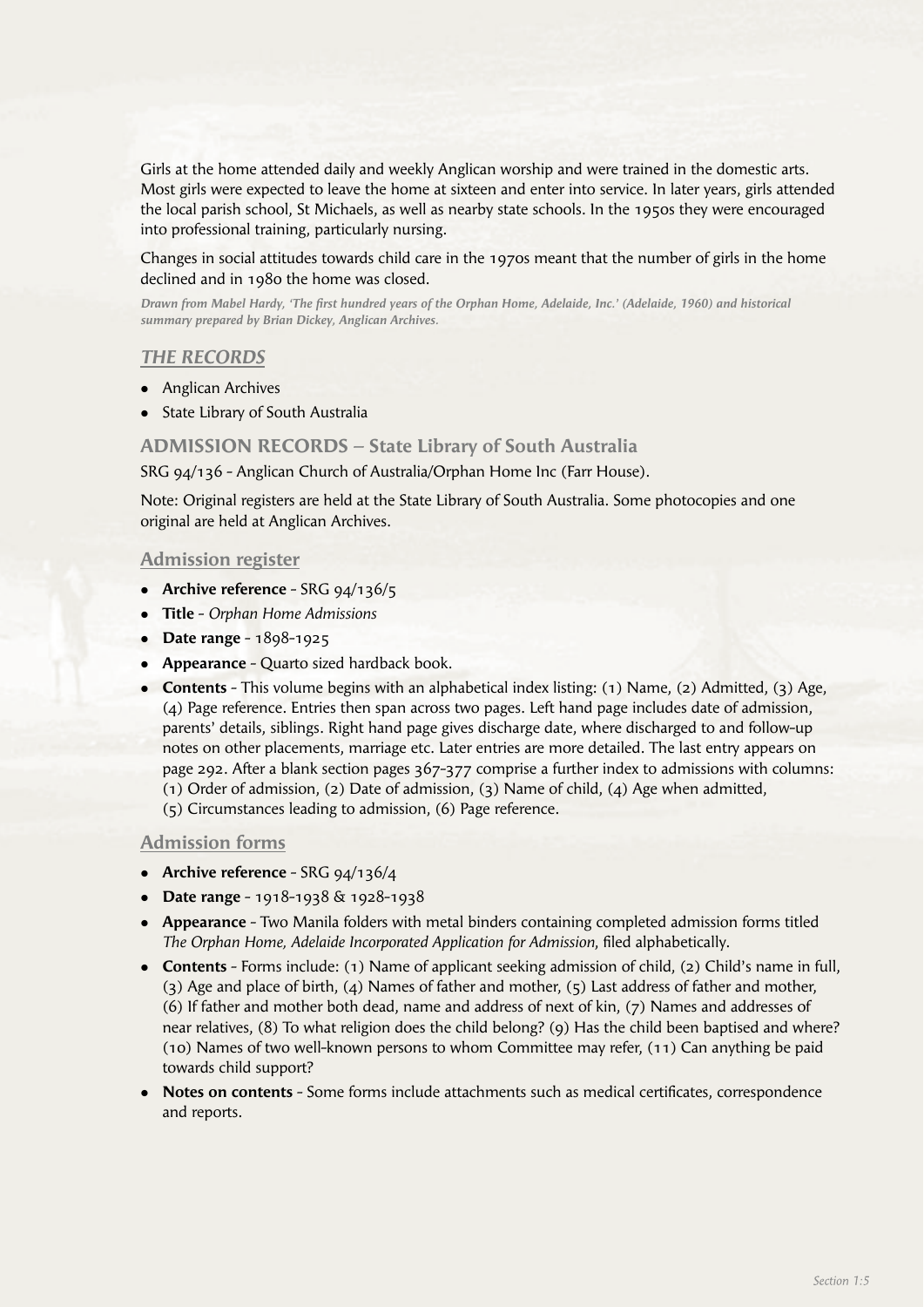Girls at the home attended daily and weekly Anglican worship and were trained in the domestic arts. Most girls were expected to leave the home at sixteen and enter into service. In later years, girls attended the local parish school, St Michaels, as well as nearby state schools. In the 1950s they were encouraged into professional training, particularly nursing.

Changes in social attitudes towards child care in the 1970s meant that the number of girls in the home declined and in 1980 the home was closed.

***Drawn from Mabel Hardy, 'The first hundred years of the Orphan Home, Adelaide, Inc.' (Adelaide, 1960) and historical summary prepared by Brian Dickey, Anglican Archives.***

## *THE RECORDS*

- Anglican Archives
- State Library of South Australia

## ADMISSION RECORDS – State Library of South Australia

SRG 94/136 - Anglican Church of Australia/Orphan Home Inc (Farr House).

Note: Original registers are held at the State Library of South Australia. Some photocopies and one original are held at Anglican Archives.

### Admission register

- **Archive reference** - SRG 94/136/5
- **Title** - *Orphan Home Admissions*
- **Date range** - 1898-1925
- **Appearance** - Quarto sized hardback book.
- **Contents** - This volume begins with an alphabetical index listing: (1) Name, (2) Admitted, (3) Age, (4) Page reference. Entries then span across two pages. Left hand page includes date of admission, parents' details, siblings. Right hand page gives discharge date, where discharged to and follow-up notes on other placements, marriage etc. Later entries are more detailed. The last entry appears on page 292. After a blank section pages 367-377 comprise a further index to admissions with columns: (1) Order of admission, (2) Date of admission, (3) Name of child, (4) Age when admitted, (5) Circumstances leading to admission, (6) Page reference.

### Admission forms

- **Archive reference** - SRG 94/136/4
- **Date range** - 1918-1938 & 1928-1938
- **Appearance** - Two Manila folders with metal binders containing completed admission forms titled *The Orphan Home, Adelaide Incorporated Application for Admission*, filed alphabetically.
- **Contents** - Forms include: (1) Name of applicant seeking admission of child, (2) Child's name in full, (3) Age and place of birth, (4) Names of father and mother, (5) Last address of father and mother, (6) If father and mother both dead, name and address of next of kin, (7) Names and addresses of near relatives, (8) To what religion does the child belong? (9) Has the child been baptised and where? (10) Names of two well-known persons to whom Committee may refer, (11) Can anything be paid towards child support?
- **Notes on contents** - Some forms include attachments such as medical certificates, correspondence and reports.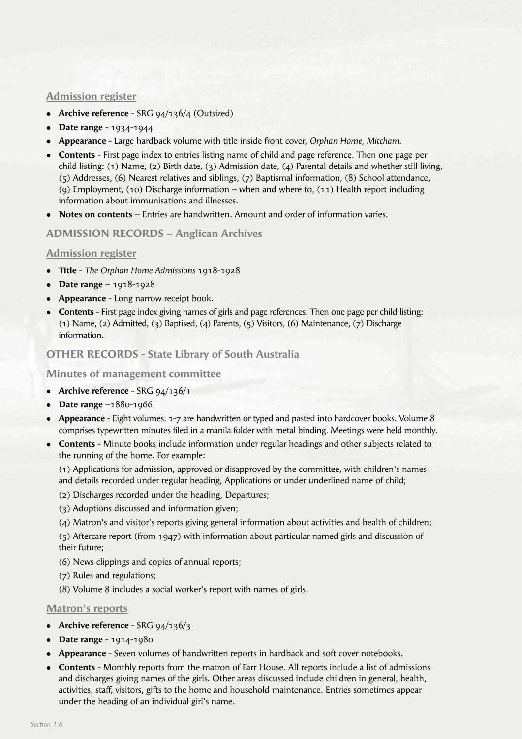### Admission register

- **Archive reference** - SRG 94/136/4 (Outsized)
- **Date range** - 1934-1944
- **Appearance** - Large hardback volume with title inside front cover, *Orphan Home, Mitcham.*
- **Contents** - First page index to entries listing name of child and page reference. Then one page per child listing: (1) Name, (2) Birth date, (3) Admission date, (4) Parental details and whether still living, (5) Addresses, (6) Nearest relatives and siblings, (7) Baptismal information, (8) School attendance, (9) Employment, (10) Discharge information – when and where to, (11) Health report including information about immunisations and illnesses.
- **Notes on contents** – Entries are handwritten. Amount and order of information varies.

## ADMISSION RECORDS – Anglican Archives

### Admission register

- **Title** - *The Orphan Home Admissions* 1918-1928
- **Date range** – 1918-1928
- **Appearance** - Long narrow receipt book.
- **Contents** - First page index giving names of girls and page references. Then one page per child listing: (1) Name, (2) Admitted, (3) Baptised, (4) Parents, (5) Visitors, (6) Maintenance, (7) Discharge information.

## OTHER RECORDS - State Library of South Australia

### Minutes of management committee

- **Archive reference** - SRG 94/136/1
- **Date range** –1880-1966
- **Appearance** - Eight volumes. 1-7 are handwritten or typed and pasted into hardcover books. Volume 8 comprises typewritten minutes filed in a manila folder with metal binding. Meetings were held monthly.
- **Contents** - Minute books include information under regular headings and other subjects related to the running of the home. For example:

  (1) Applications for admission, approved or disapproved by the committee, with children's names and details recorded under regular heading, Applications or under underlined name of child;

  (2) Discharges recorded under the heading, Departures;

  (3) Adoptions discussed and information given;

  (4) Matron's and visitor's reports giving general information about activities and health of children;

  (5) Aftercare report (from 1947) with information about particular named girls and discussion of their future;

  (6) News clippings and copies of annual reports;

  (7) Rules and regulations;

  (8) Volume 8 includes a social worker's report with names of girls.

### Matron's reports

- **Archive reference** - SRG 94/136/3
- **Date range** - 1914-1980
- **Appearance** - Seven volumes of handwritten reports in hardback and soft cover notebooks.
- **Contents** - Monthly reports from the matron of Farr House. All reports include a list of admissions and discharges giving names of the girls. Other areas discussed include children in general, health, activities, staff, visitors, gifts to the home and household maintenance. Entries sometimes appear under the heading of an individual girl's name.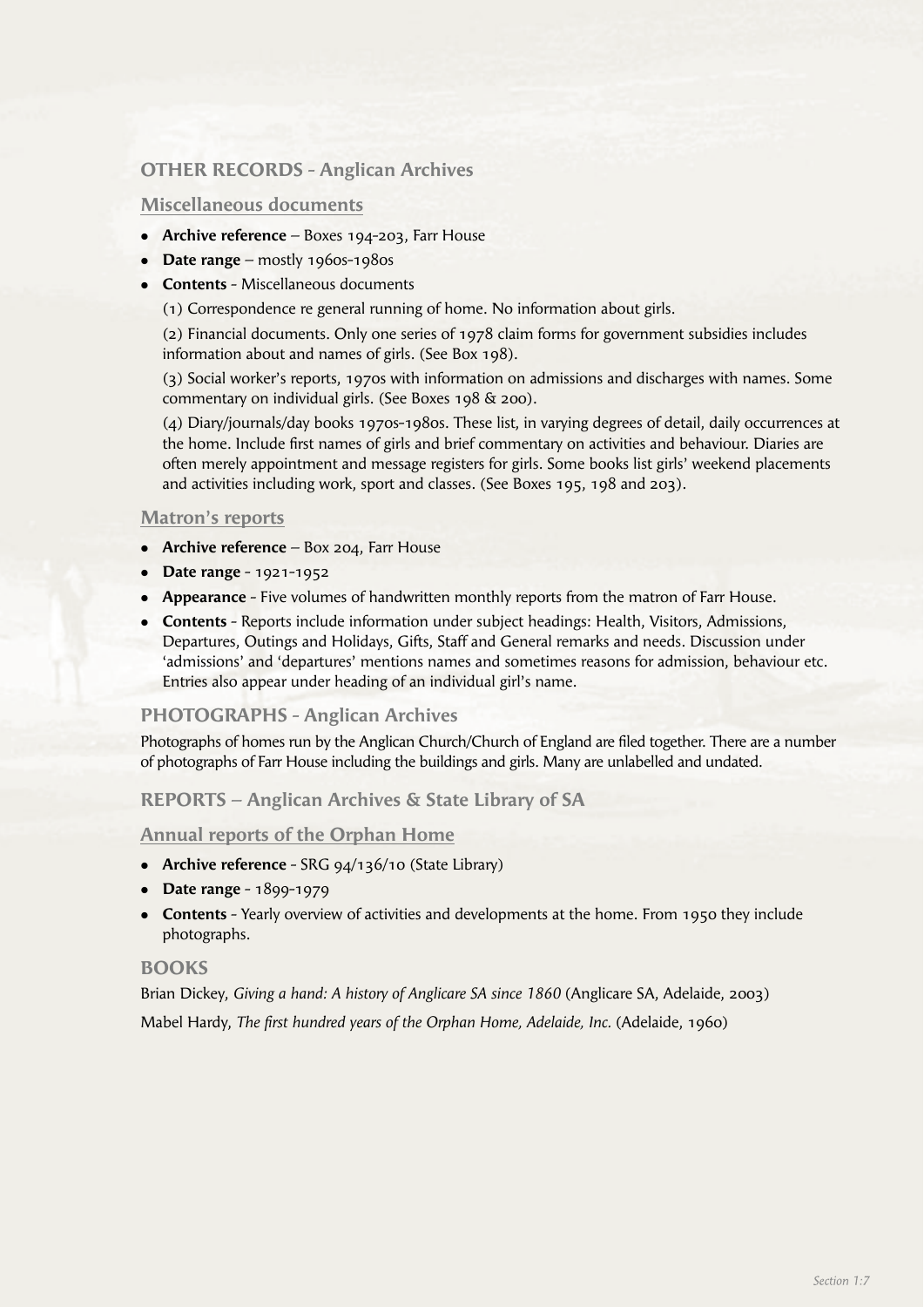## OTHER RECORDS - Anglican Archives

### Miscellaneous documents

- **Archive reference** – Boxes 194-203, Farr House
- **Date range** – mostly 1960s-1980s
- **Contents** - Miscellaneous documents

  (1) Correspondence re general running of home. No information about girls.

  (2) Financial documents. Only one series of 1978 claim forms for government subsidies includes information about and names of girls. (See Box 198).

  (3) Social worker's reports, 1970s with information on admissions and discharges with names. Some commentary on individual girls. (See Boxes 198 & 200).

  (4) Diary/journals/day books 1970s-1980s. These list, in varying degrees of detail, daily occurrences at the home. Include first names of girls and brief commentary on activities and behaviour. Diaries are often merely appointment and message registers for girls. Some books list girls' weekend placements and activities including work, sport and classes. (See Boxes 195, 198 and 203).

### Matron's reports

- **Archive reference** – Box 204, Farr House
- **Date range** - 1921-1952
- **Appearance** - Five volumes of handwritten monthly reports from the matron of Farr House.
- **Contents** - Reports include information under subject headings: Health, Visitors, Admissions, Departures, Outings and Holidays, Gifts, Staff and General remarks and needs. Discussion under 'admissions' and 'departures' mentions names and sometimes reasons for admission, behaviour etc. Entries also appear under heading of an individual girl's name.

## PHOTOGRAPHS - Anglican Archives

Photographs of homes run by the Anglican Church/Church of England are filed together. There are a number of photographs of Farr House including the buildings and girls. Many are unlabelled and undated.

## REPORTS – Anglican Archives & State Library of SA

### Annual reports of the Orphan Home

- **Archive reference** - SRG 94/136/10 (State Library)
- **Date range** - 1899-1979
- **Contents** - Yearly overview of activities and developments at the home. From 1950 they include photographs.

## BOOKS

Brian Dickey, *Giving a hand: A history of Anglicare SA since 1860* (Anglicare SA, Adelaide, 2003)

Mabel Hardy, *The first hundred years of the Orphan Home, Adelaide, Inc.* (Adelaide, 1960)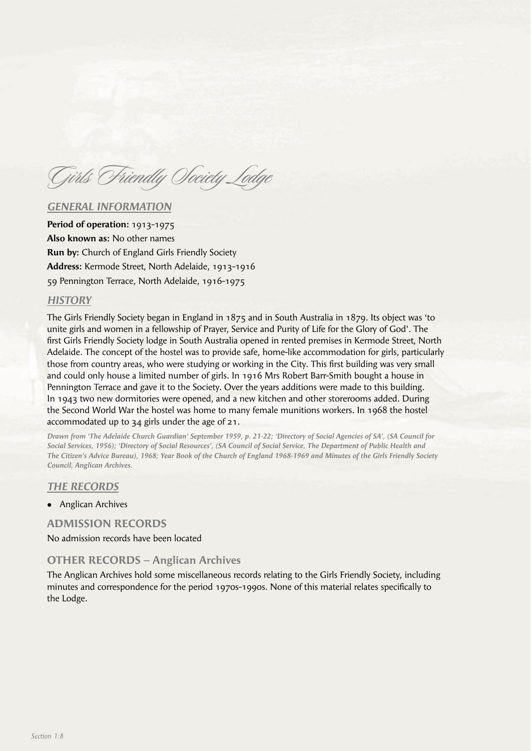# Girls Friendly Society Lodge

## *GENERAL INFORMATION*

**Period of operation:** 1913-1975

**Also known as:** No other names

**Run by:** Church of England Girls Friendly Society

**Address:** Kermode Street, North Adelaide, 1913-1916

59 Pennington Terrace, North Adelaide, 1916-1975

## *HISTORY*

The Girls Friendly Society began in England in 1875 and in South Australia in 1879. Its object was 'to unite girls and women in a fellowship of Prayer, Service and Purity of Life for the Glory of God'. The first Girls Friendly Society lodge in South Australia opened in rented premises in Kermode Street, North Adelaide. The concept of the hostel was to provide safe, home-like accommodation for girls, particularly those from country areas, who were studying or working in the City. This first building was very small and could only house a limited number of girls. In 1916 Mrs Robert Barr-Smith bought a house in Pennington Terrace and gave it to the Society. Over the years additions were made to this building. In 1943 two new dormitories were opened, and a new kitchen and other storerooms added. During the Second World War the hostel was home to many female munitions workers. In 1968 the hostel accommodated up to 34 girls under the age of 21.

***Drawn from 'The Adelaide Church Guardian' September 1959, p. 21-22; 'Directory of Social Agencies of SA', (SA Council for Social Services, 1956); 'Directory of Social Resources', (SA Council of Social Service, The Department of Public Health and The Citizen's Advice Bureau), 1968; Year Book of the Church of England 1968-1969 and Minutes of the Girls Friendly Society Council, Anglican Archives.***

## *THE RECORDS*

- Anglican Archives

### ADMISSION RECORDS

No admission records have been located

### OTHER RECORDS – Anglican Archives

The Anglican Archives hold some miscellaneous records relating to the Girls Friendly Society, including minutes and correspondence for the period 1970s-1990s. None of this material relates specifically to the Lodge.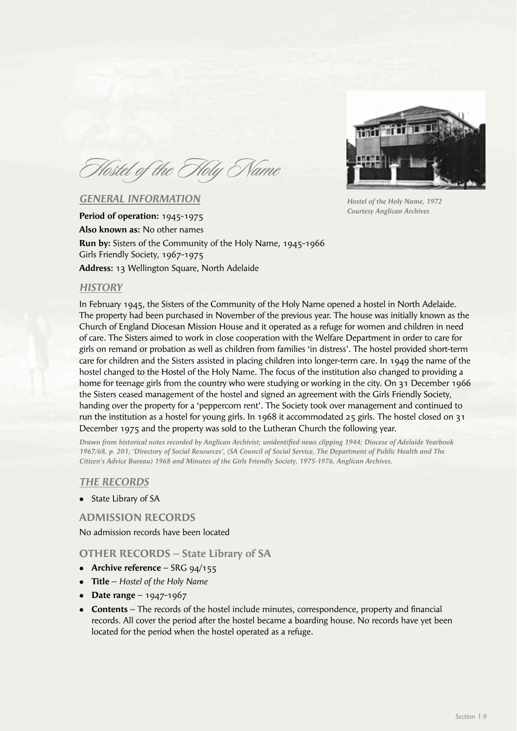# Hostel of the Holy Name

Hostel of the Holy Name, 1972
Courtesy Anglican Archives

## *GENERAL INFORMATION*

**Period of operation:** 1945-1975

**Also known as:** No other names

**Run by:** Sisters of the Community of the Holy Name, 1945-1966
Girls Friendly Society, 1967-1975

**Address:** 13 Wellington Square, North Adelaide

## *HISTORY*

In February 1945, the Sisters of the Community of the Holy Name opened a hostel in North Adelaide. The property had been purchased in November of the previous year. The house was initially known as the Church of England Diocesan Mission House and it operated as a refuge for women and children in need of care. The Sisters aimed to work in close cooperation with the Welfare Department in order to care for girls on remand or probation as well as children from families 'in distress'. The hostel provided short-term care for children and the Sisters assisted in placing children into longer-term care. In 1949 the name of the hostel changed to the Hostel of the Holy Name. The focus of the institution also changed to providing a home for teenage girls from the country who were studying or working in the city. On 31 December 1966 the Sisters ceased management of the hostel and signed an agreement with the Girls Friendly Society, handing over the property for a 'peppercorn rent'. The Society took over management and continued to run the institution as a hostel for young girls. In 1968 it accommodated 25 girls. The hostel closed on 31 December 1975 and the property was sold to the Lutheran Church the following year.

***Drawn from historical notes recorded by Anglican Archivist; unidentified news clipping 1944; Diocese of Adelaide Yearbook 1967/68, p. 201; 'Directory of Social Resources', (SA Council of Social Service, The Department of Public Health and The Citizen's Advice Bureau) 1968 and Minutes of the Girls Friendly Society, 1975-1976, Anglican Archives.***

## *THE RECORDS*

- State Library of SA

### ADMISSION RECORDS

No admission records have been located

### OTHER RECORDS – State Library of SA

- **Archive reference** – SRG 94/155
- **Title** – *Hostel of the Holy Name*
- **Date range** – 1947-1967
- **Contents** – The records of the hostel include minutes, correspondence, property and financial records. All cover the period after the hostel became a boarding house. No records have yet been located for the period when the hostel operated as a refuge.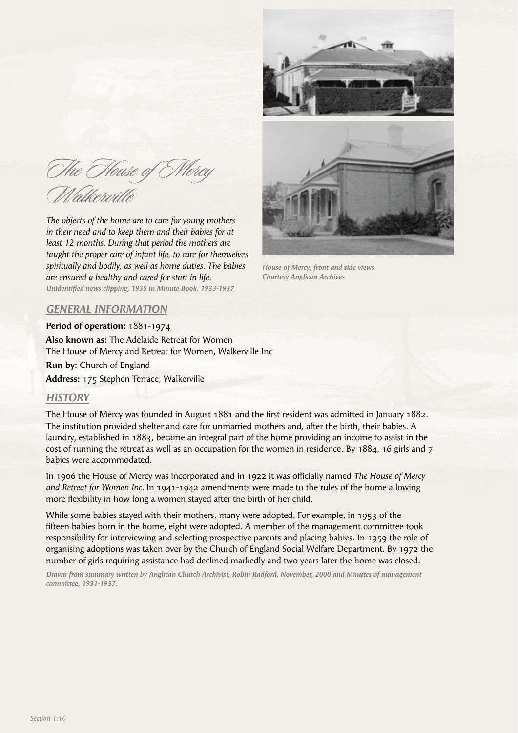# The House of Mercy Walkerville

*The objects of the home are to care for young mothers in their need and to keep them and their babies for at least 12 months. During that period the mothers are taught the proper care of infant life, to care for themselves spiritually and bodily, as well as home duties. The babies are ensured a healthy and cared for start in life.*
***Unidentified news clipping, 1935 in Minute Book, 1933-1937***

*House of Mercy, front and side views*
*Courtesy Anglican Archives*

## GENERAL INFORMATION

**Period of operation:** 1881-1974

**Also known as:** The Adelaide Retreat for Women
The House of Mercy and Retreat for Women, Walkerville Inc

**Run by:** Church of England

**Address:** 175 Stephen Terrace, Walkerville

## HISTORY

The House of Mercy was founded in August 1881 and the first resident was admitted in January 1882. The institution provided shelter and care for unmarried mothers and, after the birth, their babies. A laundry, established in 1883, became an integral part of the home providing an income to assist in the cost of running the retreat as well as an occupation for the women in residence. By 1884, 16 girls and 7 babies were accommodated.

In 1906 the House of Mercy was incorporated and in 1922 it was officially named *The House of Mercy and Retreat for Women Inc.* In 1941-1942 amendments were made to the rules of the home allowing more flexibility in how long a women stayed after the birth of her child.

While some babies stayed with their mothers, many were adopted. For example, in 1953 of the fifteen babies born in the home, eight were adopted. A member of the management committee took responsibility for interviewing and selecting prospective parents and placing babies. In 1959 the role of organising adoptions was taken over by the Church of England Social Welfare Department. By 1972 the number of girls requiring assistance had declined markedly and two years later the home was closed.

***Drawn from summary written by Anglican Church Archivist, Robin Radford, November, 2000 and Minutes of management committee, 1931-1937.***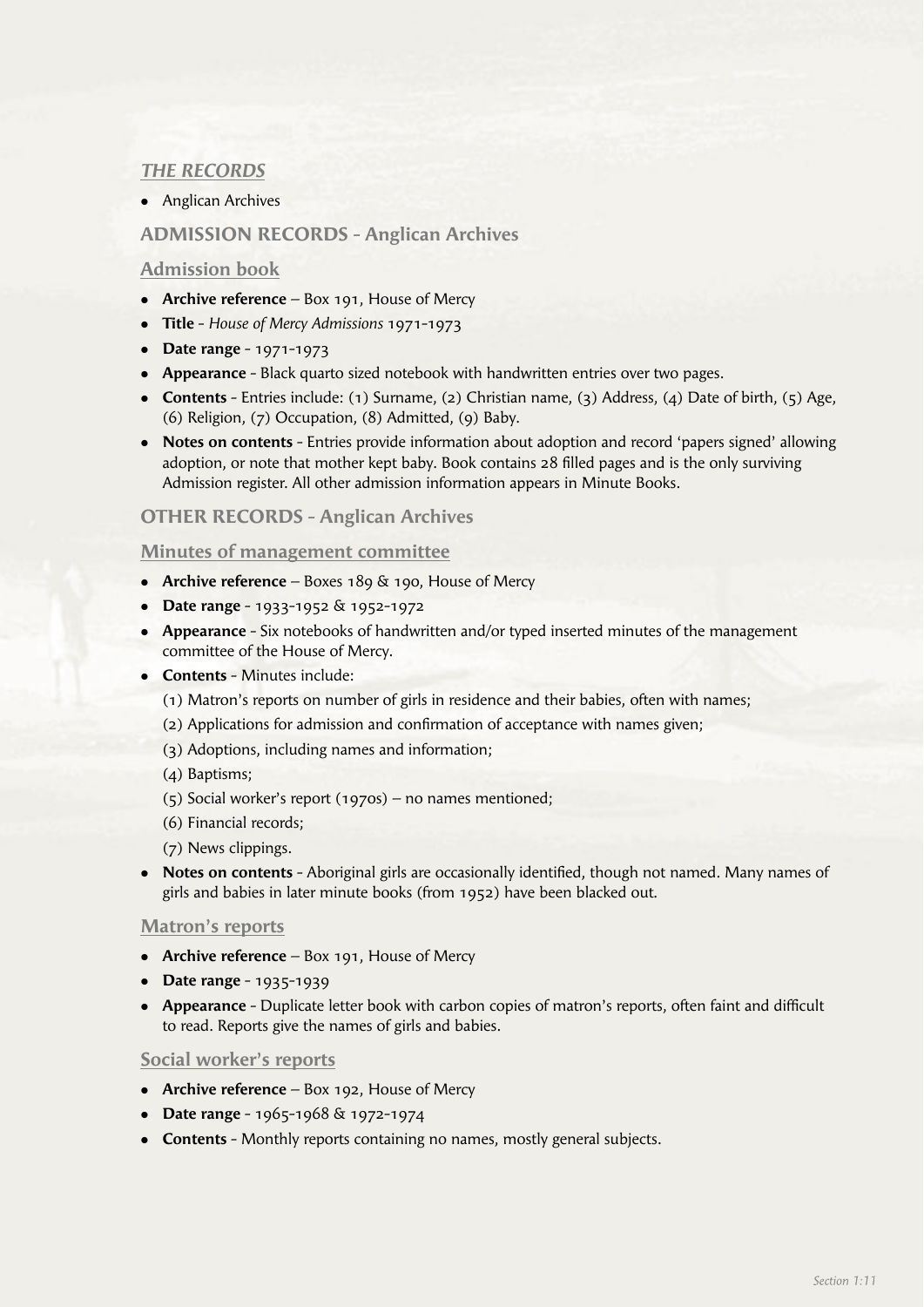## *THE RECORDS*

- Anglican Archives

### ADMISSION RECORDS - Anglican Archives

#### Admission book

- **Archive reference** – Box 191, House of Mercy
- **Title** - *House of Mercy Admissions* 1971-1973
- **Date range** - 1971-1973
- **Appearance** - Black quarto sized notebook with handwritten entries over two pages.
- **Contents** - Entries include: (1) Surname, (2) Christian name, (3) Address, (4) Date of birth, (5) Age, (6) Religion, (7) Occupation, (8) Admitted, (9) Baby.
- **Notes on contents** - Entries provide information about adoption and record 'papers signed' allowing adoption, or note that mother kept baby. Book contains 28 filled pages and is the only surviving Admission register. All other admission information appears in Minute Books.

### OTHER RECORDS - Anglican Archives

#### Minutes of management committee

- **Archive reference** – Boxes 189 & 190, House of Mercy
- **Date range** - 1933-1952 & 1952-1972
- **Appearance** - Six notebooks of handwritten and/or typed inserted minutes of the management committee of the House of Mercy.
- **Contents** - Minutes include:
  (1) Matron's reports on number of girls in residence and their babies, often with names;
  (2) Applications for admission and confirmation of acceptance with names given;
  (3) Adoptions, including names and information;
  (4) Baptisms;
  (5) Social worker's report (1970s) – no names mentioned;
  (6) Financial records;
  (7) News clippings.
- **Notes on contents** - Aboriginal girls are occasionally identified, though not named. Many names of girls and babies in later minute books (from 1952) have been blacked out.

#### Matron's reports

- **Archive reference** – Box 191, House of Mercy
- **Date range** - 1935-1939
- **Appearance** - Duplicate letter book with carbon copies of matron's reports, often faint and difficult to read. Reports give the names of girls and babies.

#### Social worker's reports

- **Archive reference** – Box 192, House of Mercy
- **Date range** - 1965-1968 & 1972-1974
- **Contents** - Monthly reports containing no names, mostly general subjects.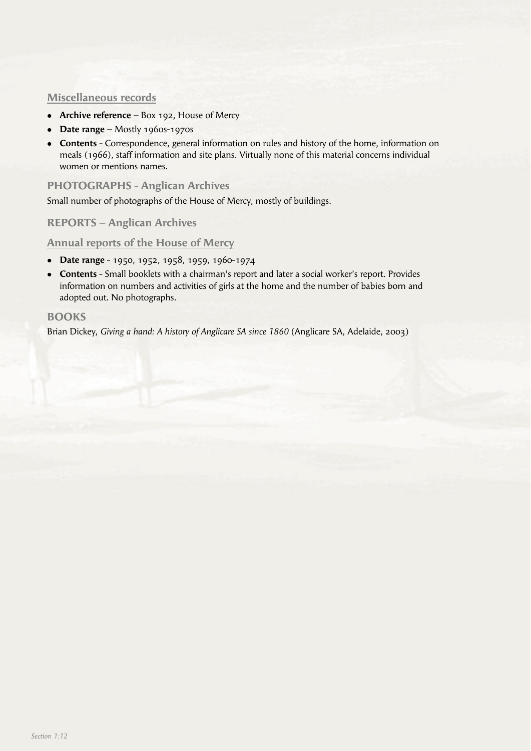### Miscellaneous records

- **Archive reference** – Box 192, House of Mercy
- **Date range** – Mostly 1960s-1970s
- **Contents** - Correspondence, general information on rules and history of the home, information on meals (1966), staff information and site plans. Virtually none of this material concerns individual women or mentions names.

## PHOTOGRAPHS - Anglican Archives

Small number of photographs of the House of Mercy, mostly of buildings.

## REPORTS – Anglican Archives

### Annual reports of the House of Mercy

- **Date range** - 1950, 1952, 1958, 1959, 1960-1974
- **Contents** - Small booklets with a chairman's report and later a social worker's report. Provides information on numbers and activities of girls at the home and the number of babies born and adopted out. No photographs.

## BOOKS

Brian Dickey, *Giving a hand: A history of Anglicare SA since 1860* (Anglicare SA, Adelaide, 2003)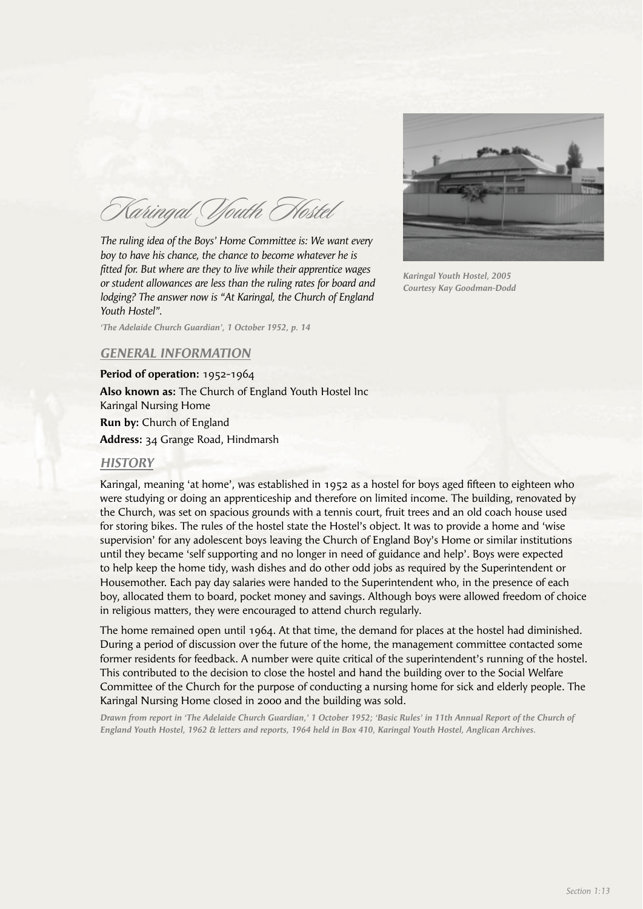# Karingal Youth Hostel

*The ruling idea of the Boys' Home Committee is: We want every boy to have his chance, the chance to become whatever he is fitted for. But where are they to live while their apprentice wages or student allowances are less than the ruling rates for board and lodging? The answer now is "At Karingal, the Church of England Youth Hostel".*

*'The Adelaide Church Guardian', 1 October 1952, p. 14*

*Karingal Youth Hostel, 2005*
*Courtesy Kay Goodman-Dodd*

## GENERAL INFORMATION

**Period of operation:** 1952-1964

**Also known as:** The Church of England Youth Hostel Inc
Karingal Nursing Home

**Run by:** Church of England

**Address:** 34 Grange Road, Hindmarsh

## HISTORY

Karingal, meaning 'at home', was established in 1952 as a hostel for boys aged fifteen to eighteen who were studying or doing an apprenticeship and therefore on limited income. The building, renovated by the Church, was set on spacious grounds with a tennis court, fruit trees and an old coach house used for storing bikes. The rules of the hostel state the Hostel's object. It was to provide a home and 'wise supervision' for any adolescent boys leaving the Church of England Boy's Home or similar institutions until they became 'self supporting and no longer in need of guidance and help'. Boys were expected to help keep the home tidy, wash dishes and do other odd jobs as required by the Superintendent or Housemother. Each pay day salaries were handed to the Superintendent who, in the presence of each boy, allocated them to board, pocket money and savings. Although boys were allowed freedom of choice in religious matters, they were encouraged to attend church regularly.

The home remained open until 1964. At that time, the demand for places at the hostel had diminished. During a period of discussion over the future of the home, the management committee contacted some former residents for feedback. A number were quite critical of the superintendent's running of the hostel. This contributed to the decision to close the hostel and hand the building over to the Social Welfare Committee of the Church for the purpose of conducting a nursing home for sick and elderly people. The Karingal Nursing Home closed in 2000 and the building was sold.

*Drawn from report in 'The Adelaide Church Guardian,' 1 October 1952; 'Basic Rules' in 11th Annual Report of the Church of England Youth Hostel, 1962 & letters and reports, 1964 held in Box 410, Karingal Youth Hostel, Anglican Archives.*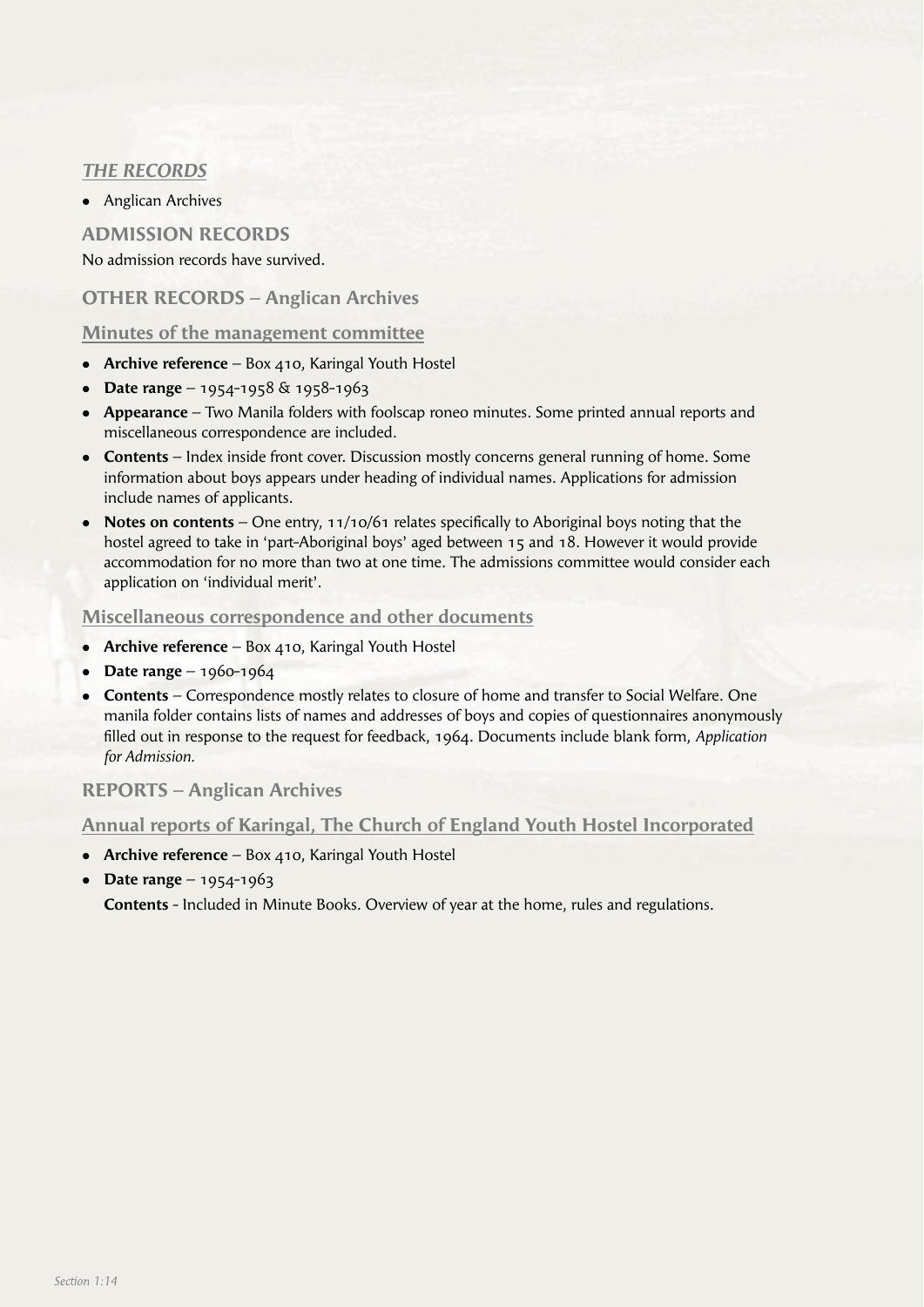## *THE RECORDS*

- Anglican Archives

### ADMISSION RECORDS

No admission records have survived.

### OTHER RECORDS – Anglican Archives

#### Minutes of the management committee

- **Archive reference** – Box 410, Karingal Youth Hostel
- **Date range** – 1954-1958 & 1958-1963
- **Appearance** – Two Manila folders with foolscap roneo minutes. Some printed annual reports and miscellaneous correspondence are included.
- **Contents** – Index inside front cover. Discussion mostly concerns general running of home. Some information about boys appears under heading of individual names. Applications for admission include names of applicants.
- **Notes on contents** – One entry, 11/10/61 relates specifically to Aboriginal boys noting that the hostel agreed to take in 'part-Aboriginal boys' aged between 15 and 18. However it would provide accommodation for no more than two at one time. The admissions committee would consider each application on 'individual merit'.

#### Miscellaneous correspondence and other documents

- **Archive reference** – Box 410, Karingal Youth Hostel
- **Date range** – 1960-1964
- **Contents** – Correspondence mostly relates to closure of home and transfer to Social Welfare. One manila folder contains lists of names and addresses of boys and copies of questionnaires anonymously filled out in response to the request for feedback, 1964. Documents include blank form, *Application for Admission.*

### REPORTS – Anglican Archives

#### Annual reports of Karingal, The Church of England Youth Hostel Incorporated

- **Archive reference** – Box 410, Karingal Youth Hostel
- **Date range** – 1954-1963

  **Contents** - Included in Minute Books. Overview of year at the home, rules and regulations.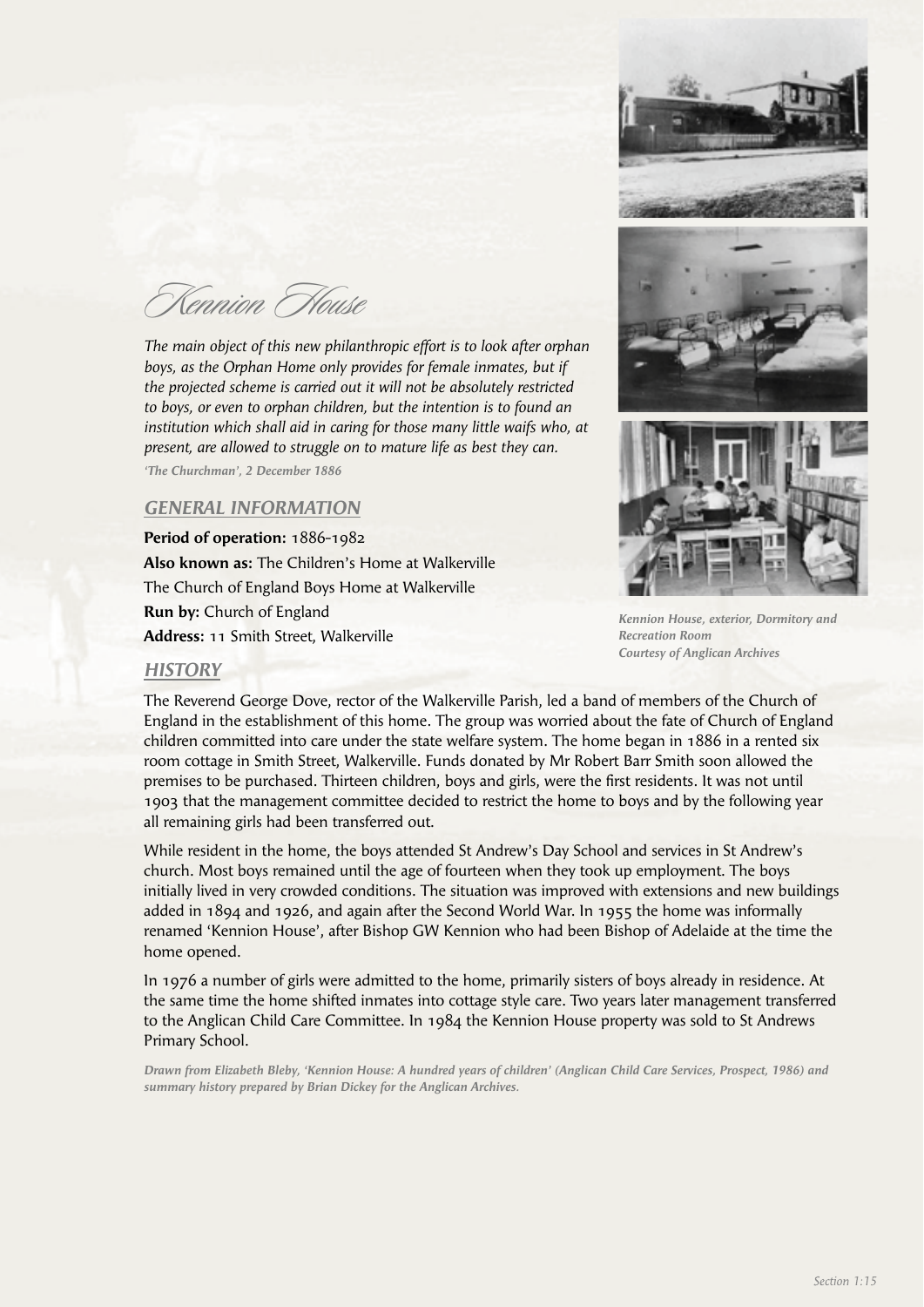# Kennion House

*The main object of this new philanthropic effort is to look after orphan boys, as the Orphan Home only provides for female inmates, but if the projected scheme is carried out it will not be absolutely restricted to boys, or even to orphan children, but the intention is to found an institution which shall aid in caring for those many little waifs who, at present, are allowed to struggle on to mature life as best they can.*

*'The Churchman', 2 December 1886*

## GENERAL INFORMATION

**Period of operation:** 1886-1982

**Also known as:** The Children's Home at Walkerville

The Church of England Boys Home at Walkerville

**Run by:** Church of England

**Address:** 11 Smith Street, Walkerville

*Kennion House, exterior, Dormitory and Recreation Room*
*Courtesy of Anglican Archives*

## HISTORY

The Reverend George Dove, rector of the Walkerville Parish, led a band of members of the Church of England in the establishment of this home. The group was worried about the fate of Church of England children committed into care under the state welfare system. The home began in 1886 in a rented six room cottage in Smith Street, Walkerville. Funds donated by Mr Robert Barr Smith soon allowed the premises to be purchased. Thirteen children, boys and girls, were the first residents. It was not until 1903 that the management committee decided to restrict the home to boys and by the following year all remaining girls had been transferred out.

While resident in the home, the boys attended St Andrew's Day School and services in St Andrew's church. Most boys remained until the age of fourteen when they took up employment. The boys initially lived in very crowded conditions. The situation was improved with extensions and new buildings added in 1894 and 1926, and again after the Second World War. In 1955 the home was informally renamed 'Kennion House', after Bishop GW Kennion who had been Bishop of Adelaide at the time the home opened.

In 1976 a number of girls were admitted to the home, primarily sisters of boys already in residence. At the same time the home shifted inmates into cottage style care. Two years later management transferred to the Anglican Child Care Committee. In 1984 the Kennion House property was sold to St Andrews Primary School.

*Drawn from Elizabeth Bleby, 'Kennion House: A hundred years of children' (Anglican Child Care Services, Prospect, 1986) and summary history prepared by Brian Dickey for the Anglican Archives.*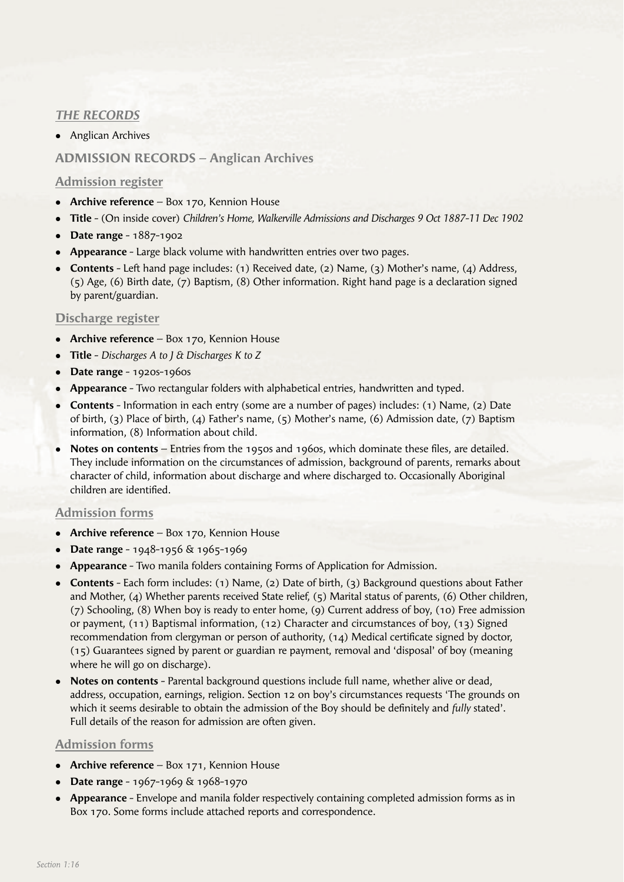## *THE RECORDS*

- Anglican Archives

## ADMISSION RECORDS – Anglican Archives

### Admission register

- **Archive reference** – Box 170, Kennion House
- **Title** - (On inside cover) *Children's Home, Walkerville Admissions and Discharges 9 Oct 1887-11 Dec 1902*
- **Date range** - 1887-1902
- **Appearance** - Large black volume with handwritten entries over two pages.
- **Contents** - Left hand page includes: (1) Received date, (2) Name, (3) Mother's name, (4) Address, (5) Age, (6) Birth date, (7) Baptism, (8) Other information. Right hand page is a declaration signed by parent/guardian.

### Discharge register

- **Archive reference** – Box 170, Kennion House
- **Title** - *Discharges A to J & Discharges K to Z*
- **Date range** - 1920s-1960s
- **Appearance** - Two rectangular folders with alphabetical entries, handwritten and typed.
- **Contents** - Information in each entry (some are a number of pages) includes: (1) Name, (2) Date of birth, (3) Place of birth, (4) Father's name, (5) Mother's name, (6) Admission date, (7) Baptism information, (8) Information about child.
- **Notes on contents** – Entries from the 1950s and 1960s, which dominate these files, are detailed. They include information on the circumstances of admission, background of parents, remarks about character of child, information about discharge and where discharged to. Occasionally Aboriginal children are identified.

### Admission forms

- **Archive reference** – Box 170, Kennion House
- **Date range** - 1948-1956 & 1965-1969
- **Appearance** - Two manila folders containing Forms of Application for Admission.
- **Contents** - Each form includes: (1) Name, (2) Date of birth, (3) Background questions about Father and Mother, (4) Whether parents received State relief, (5) Marital status of parents, (6) Other children, (7) Schooling, (8) When boy is ready to enter home, (9) Current address of boy, (10) Free admission or payment, (11) Baptismal information, (12) Character and circumstances of boy, (13) Signed recommendation from clergyman or person of authority, (14) Medical certificate signed by doctor, (15) Guarantees signed by parent or guardian re payment, removal and 'disposal' of boy (meaning where he will go on discharge).
- **Notes on contents** - Parental background questions include full name, whether alive or dead, address, occupation, earnings, religion. Section 12 on boy's circumstances requests 'The grounds on which it seems desirable to obtain the admission of the Boy should be definitely and *fully* stated'. Full details of the reason for admission are often given.

### Admission forms

- **Archive reference** – Box 171, Kennion House
- **Date range** - 1967-1969 & 1968-1970
- **Appearance** - Envelope and manila folder respectively containing completed admission forms as in Box 170. Some forms include attached reports and correspondence.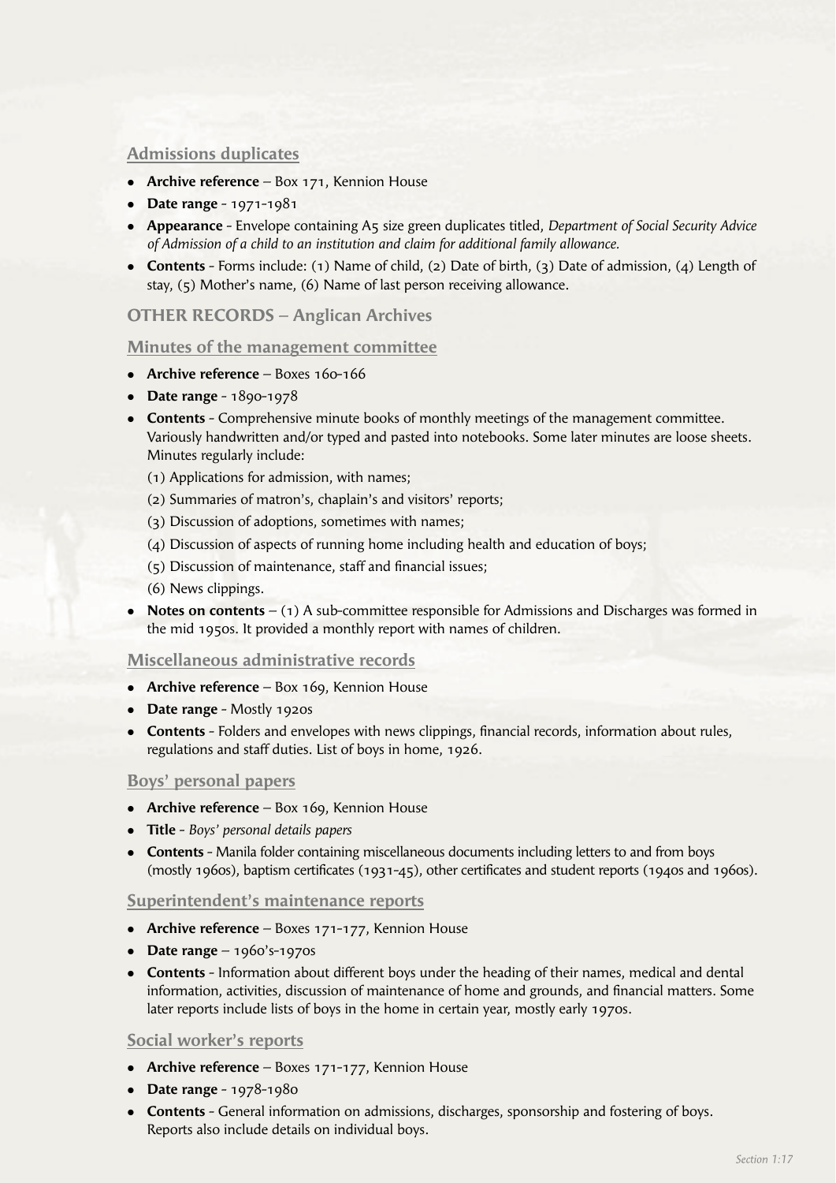### Admissions duplicates

- **Archive reference** – Box 171, Kennion House
- **Date range** - 1971-1981
- **Appearance** - Envelope containing A5 size green duplicates titled, *Department of Social Security Advice of Admission of a child to an institution and claim for additional family allowance.*
- **Contents** - Forms include: (1) Name of child, (2) Date of birth, (3) Date of admission, (4) Length of stay, (5) Mother's name, (6) Name of last person receiving allowance.

## OTHER RECORDS – Anglican Archives

### Minutes of the management committee

- **Archive reference** – Boxes 160-166
- **Date range** - 1890-1978
- **Contents** - Comprehensive minute books of monthly meetings of the management committee. Variously handwritten and/or typed and pasted into notebooks. Some later minutes are loose sheets. Minutes regularly include:

  (1) Applications for admission, with names;

  (2) Summaries of matron's, chaplain's and visitors' reports;

  (3) Discussion of adoptions, sometimes with names;

  (4) Discussion of aspects of running home including health and education of boys;

  (5) Discussion of maintenance, staff and financial issues;

  (6) News clippings.
- **Notes on contents** – (1) A sub-committee responsible for Admissions and Discharges was formed in the mid 1950s. It provided a monthly report with names of children.

### Miscellaneous administrative records

- **Archive reference** – Box 169, Kennion House
- **Date range** - Mostly 1920s
- **Contents** - Folders and envelopes with news clippings, financial records, information about rules, regulations and staff duties. List of boys in home, 1926.

### Boys' personal papers

- **Archive reference** – Box 169, Kennion House
- **Title** - *Boys' personal details papers*
- **Contents** - Manila folder containing miscellaneous documents including letters to and from boys (mostly 1960s), baptism certificates (1931-45), other certificates and student reports (1940s and 1960s).

### Superintendent's maintenance reports

- **Archive reference** – Boxes 171-177, Kennion House
- **Date range** – 1960's-1970s
- **Contents** - Information about different boys under the heading of their names, medical and dental information, activities, discussion of maintenance of home and grounds, and financial matters. Some later reports include lists of boys in the home in certain year, mostly early 1970s.

### Social worker's reports

- **Archive reference** – Boxes 171-177, Kennion House
- **Date range** - 1978-1980
- **Contents** - General information on admissions, discharges, sponsorship and fostering of boys. Reports also include details on individual boys.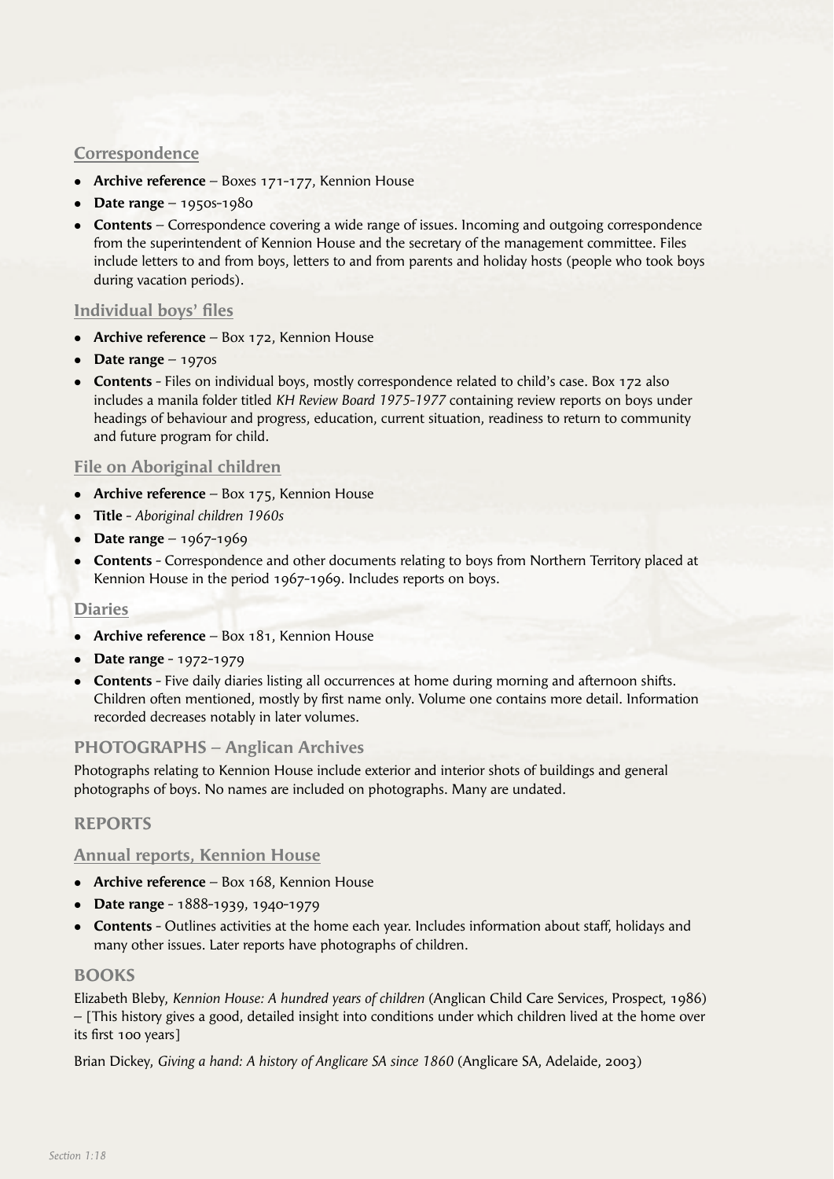### Correspondence

- **Archive reference** – Boxes 171-177, Kennion House
- **Date range** – 1950s-1980
- **Contents** – Correspondence covering a wide range of issues. Incoming and outgoing correspondence from the superintendent of Kennion House and the secretary of the management committee. Files include letters to and from boys, letters to and from parents and holiday hosts (people who took boys during vacation periods).

### Individual boys' files

- **Archive reference** – Box 172, Kennion House
- **Date range** – 1970s
- **Contents** - Files on individual boys, mostly correspondence related to child's case. Box 172 also includes a manila folder titled *KH Review Board 1975-1977* containing review reports on boys under headings of behaviour and progress, education, current situation, readiness to return to community and future program for child.

### File on Aboriginal children

- **Archive reference** – Box 175, Kennion House
- **Title** - *Aboriginal children 1960s*
- **Date range** – 1967-1969
- **Contents** - Correspondence and other documents relating to boys from Northern Territory placed at Kennion House in the period 1967-1969. Includes reports on boys.

### Diaries

- **Archive reference** – Box 181, Kennion House
- **Date range** - 1972-1979
- **Contents** - Five daily diaries listing all occurrences at home during morning and afternoon shifts. Children often mentioned, mostly by first name only. Volume one contains more detail. Information recorded decreases notably in later volumes.

## PHOTOGRAPHS – Anglican Archives

Photographs relating to Kennion House include exterior and interior shots of buildings and general photographs of boys. No names are included on photographs. Many are undated.

## REPORTS

### Annual reports, Kennion House

- **Archive reference** – Box 168, Kennion House
- **Date range** - 1888-1939, 1940-1979
- **Contents** - Outlines activities at the home each year. Includes information about staff, holidays and many other issues. Later reports have photographs of children.

## BOOKS

Elizabeth Bleby, *Kennion House: A hundred years of children* (Anglican Child Care Services, Prospect, 1986) – [This history gives a good, detailed insight into conditions under which children lived at the home over its first 100 years]

Brian Dickey, *Giving a hand: A history of Anglicare SA since 1860* (Anglicare SA, Adelaide, 2003)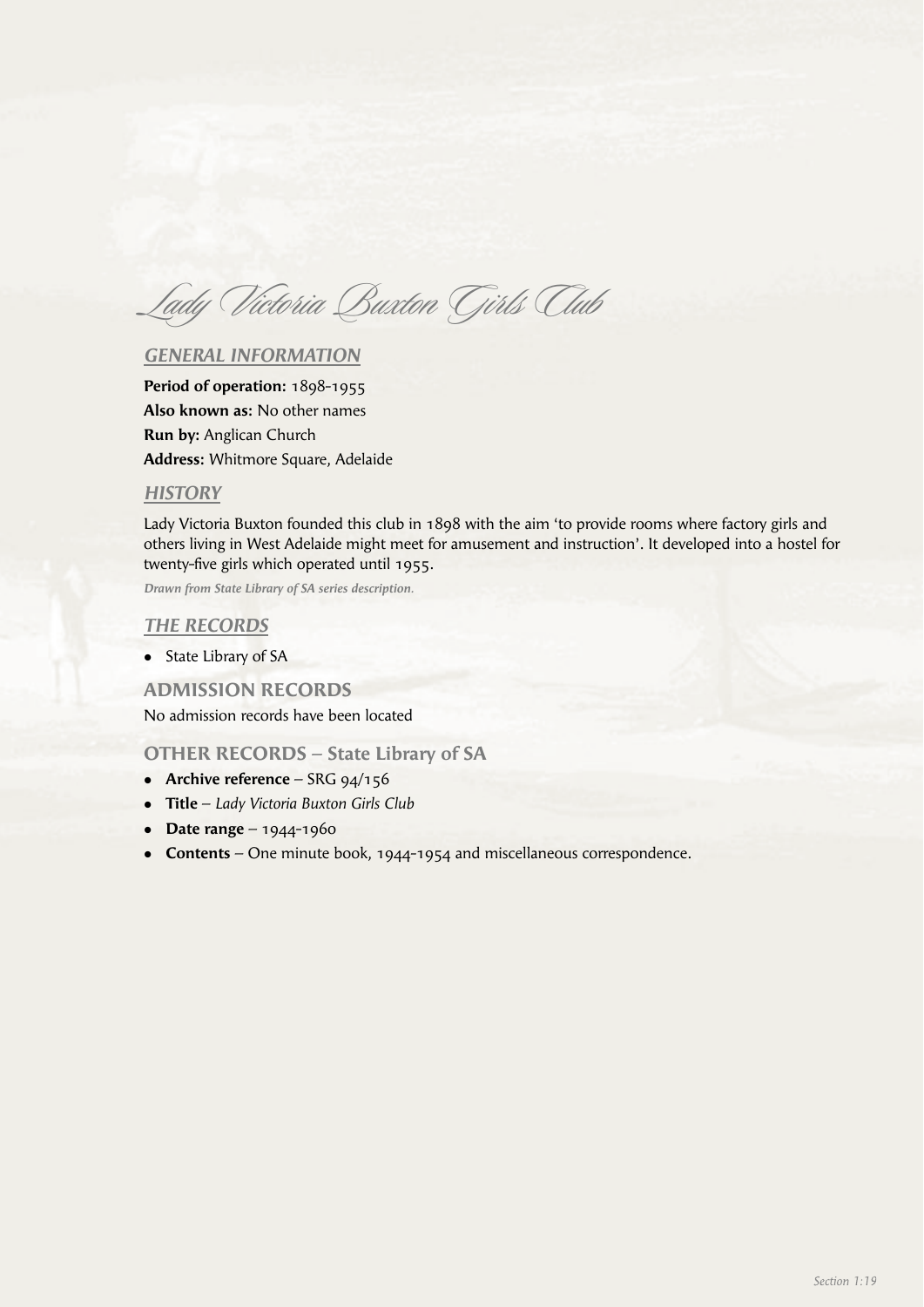# Lady Victoria Buxton Girls Club

## GENERAL INFORMATION

**Period of operation:** 1898-1955
**Also known as:** No other names
**Run by:** Anglican Church
**Address:** Whitmore Square, Adelaide

## HISTORY

Lady Victoria Buxton founded this club in 1898 with the aim 'to provide rooms where factory girls and others living in West Adelaide might meet for amusement and instruction'. It developed into a hostel for twenty-five girls which operated until 1955.

*Drawn from State Library of SA series description.*

## THE RECORDS

- State Library of SA

### ADMISSION RECORDS

No admission records have been located

### OTHER RECORDS – State Library of SA

- **Archive reference** – SRG 94/156
- **Title** – *Lady Victoria Buxton Girls Club*
- **Date range** – 1944-1960
- **Contents** – One minute book, 1944-1954 and miscellaneous correspondence.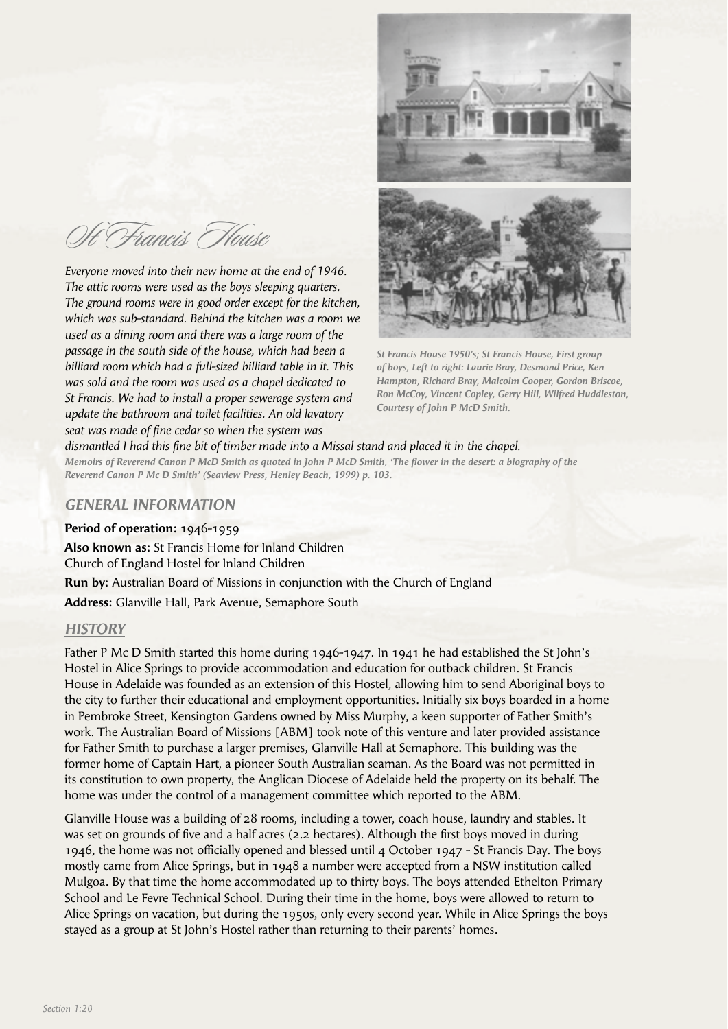# St Francis House

*Everyone moved into their new home at the end of 1946. The attic rooms were used as the boys sleeping quarters. The ground rooms were in good order except for the kitchen, which was sub-standard. Behind the kitchen was a room we used as a dining room and there was a large room of the passage in the south side of the house, which had been a billiard room which had a full-sized billiard table in it. This was sold and the room was used as a chapel dedicated to St Francis. We had to install a proper sewerage system and update the bathroom and toilet facilities. An old lavatory seat was made of fine cedar so when the system was dismantled I had this fine bit of timber made into a Missal stand and placed it in the chapel.*

*Memoirs of Reverend Canon P McD Smith as quoted in John P McD Smith, 'The flower in the desert: a biography of the Reverend Canon P Mc D Smith' (Seaview Press, Henley Beach, 1999) p. 103.*

*St Francis House 1950's; St Francis House, First group of boys, Left to right: Laurie Bray, Desmond Price, Ken Hampton, Richard Bray, Malcolm Cooper, Gordon Briscoe, Ron McCoy, Vincent Copley, Gerry Hill, Wilfred Huddleston, Courtesy of John P McD Smith.*

## GENERAL INFORMATION

**Period of operation:** 1946-1959

**Also known as:** St Francis Home for Inland Children
Church of England Hostel for Inland Children

**Run by:** Australian Board of Missions in conjunction with the Church of England

**Address:** Glanville Hall, Park Avenue, Semaphore South

## HISTORY

Father P Mc D Smith started this home during 1946-1947. In 1941 he had established the St John's Hostel in Alice Springs to provide accommodation and education for outback children. St Francis House in Adelaide was founded as an extension of this Hostel, allowing him to send Aboriginal boys to the city to further their educational and employment opportunities. Initially six boys boarded in a home in Pembroke Street, Kensington Gardens owned by Miss Murphy, a keen supporter of Father Smith's work. The Australian Board of Missions [ABM] took note of this venture and later provided assistance for Father Smith to purchase a larger premises, Glanville Hall at Semaphore. This building was the former home of Captain Hart, a pioneer South Australian seaman. As the Board was not permitted in its constitution to own property, the Anglican Diocese of Adelaide held the property on its behalf. The home was under the control of a management committee which reported to the ABM.

Glanville House was a building of 28 rooms, including a tower, coach house, laundry and stables. It was set on grounds of five and a half acres (2.2 hectares). Although the first boys moved in during 1946, the home was not officially opened and blessed until 4 October 1947 - St Francis Day. The boys mostly came from Alice Springs, but in 1948 a number were accepted from a NSW institution called Mulgoa. By that time the home accommodated up to thirty boys. The boys attended Ethelton Primary School and Le Fevre Technical School. During their time in the home, boys were allowed to return to Alice Springs on vacation, but during the 1950s, only every second year. While in Alice Springs the boys stayed as a group at St John's Hostel rather than returning to their parents' homes.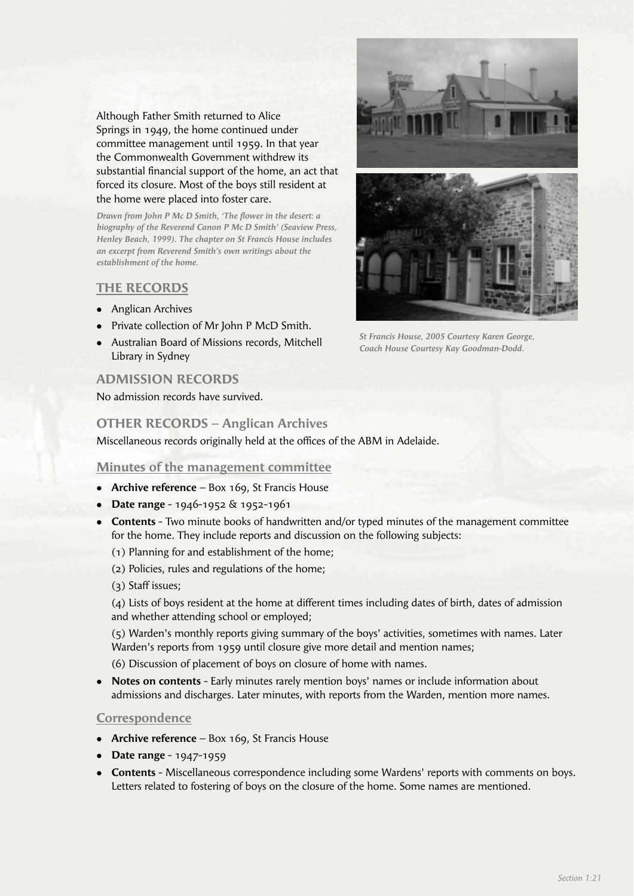Although Father Smith returned to Alice Springs in 1949, the home continued under committee management until 1959. In that year the Commonwealth Government withdrew its substantial financial support of the home, an act that forced its closure. Most of the boys still resident at the home were placed into foster care.

***Drawn from John P Mc D Smith, 'The flower in the desert: a biography of the Reverend Canon P Mc D Smith' (Seaview Press, Henley Beach, 1999). The chapter on St Francis House includes an excerpt from Reverend Smith's own writings about the establishment of the home.***

*St Francis House, 2005 Courtesy Karen George, Coach House Courtesy Kay Goodman-Dodd.*

## THE RECORDS

- Anglican Archives
- Private collection of Mr John P McD Smith.
- Australian Board of Missions records, Mitchell Library in Sydney

## ADMISSION RECORDS

No admission records have survived.

## OTHER RECORDS – Anglican Archives

Miscellaneous records originally held at the offices of the ABM in Adelaide.

### Minutes of the management committee

- **Archive reference** – Box 169, St Francis House
- **Date range** - 1946-1952 & 1952-1961
- **Contents** - Two minute books of handwritten and/or typed minutes of the management committee for the home. They include reports and discussion on the following subjects:

  (1) Planning for and establishment of the home;

  (2) Policies, rules and regulations of the home;

  (3) Staff issues;

  (4) Lists of boys resident at the home at different times including dates of birth, dates of admission and whether attending school or employed;

  (5) Warden's monthly reports giving summary of the boys' activities, sometimes with names. Later Warden's reports from 1959 until closure give more detail and mention names;

  (6) Discussion of placement of boys on closure of home with names.
- **Notes on contents** - Early minutes rarely mention boys' names or include information about admissions and discharges. Later minutes, with reports from the Warden, mention more names.

### Correspondence

- **Archive reference** – Box 169, St Francis House
- **Date range** - 1947-1959
- **Contents** - Miscellaneous correspondence including some Wardens' reports with comments on boys. Letters related to fostering of boys on the closure of the home. Some names are mentioned.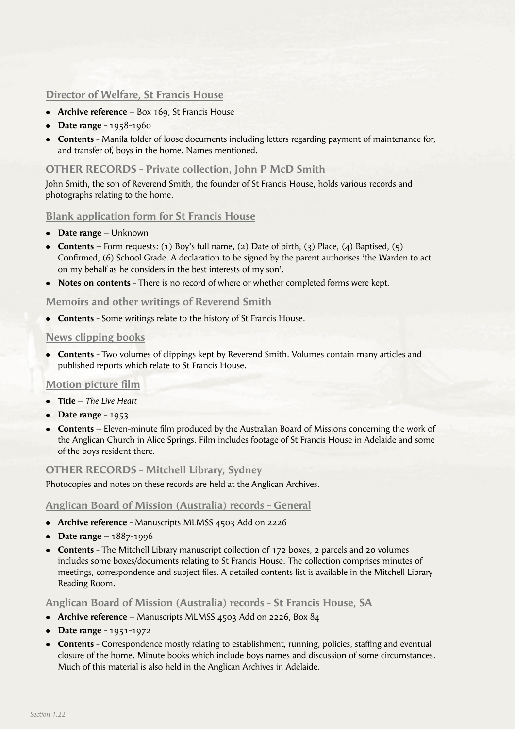### Director of Welfare, St Francis House

- **Archive reference** – Box 169, St Francis House
- **Date range** - 1958-1960
- **Contents** - Manila folder of loose documents including letters regarding payment of maintenance for, and transfer of, boys in the home. Names mentioned.

## OTHER RECORDS - Private collection, John P McD Smith

John Smith, the son of Reverend Smith, the founder of St Francis House, holds various records and photographs relating to the home.

### Blank application form for St Francis House

- **Date range** – Unknown
- **Contents** – Form requests: (1) Boy's full name, (2) Date of birth, (3) Place, (4) Baptised, (5) Confirmed, (6) School Grade. A declaration to be signed by the parent authorises 'the Warden to act on my behalf as he considers in the best interests of my son'.
- **Notes on contents** - There is no record of where or whether completed forms were kept.

### Memoirs and other writings of Reverend Smith

- **Contents** - Some writings relate to the history of St Francis House.

### News clipping books

- **Contents** - Two volumes of clippings kept by Reverend Smith. Volumes contain many articles and published reports which relate to St Francis House.

### Motion picture film

- **Title** – *The Live Heart*
- **Date range** - 1953
- **Contents** – Eleven-minute film produced by the Australian Board of Missions concerning the work of the Anglican Church in Alice Springs. Film includes footage of St Francis House in Adelaide and some of the boys resident there.

## OTHER RECORDS - Mitchell Library, Sydney

Photocopies and notes on these records are held at the Anglican Archives.

### Anglican Board of Mission (Australia) records - General

- **Archive reference** - Manuscripts MLMSS 4503 Add on 2226
- **Date range** – 1887-1996
- **Contents** - The Mitchell Library manuscript collection of 172 boxes, 2 parcels and 20 volumes includes some boxes/documents relating to St Francis House. The collection comprises minutes of meetings, correspondence and subject files. A detailed contents list is available in the Mitchell Library Reading Room.

### Anglican Board of Mission (Australia) records - St Francis House, SA

- **Archive reference** – Manuscripts MLMSS 4503 Add on 2226, Box 84
- **Date range** - 1951-1972
- **Contents** - Correspondence mostly relating to establishment, running, policies, staffing and eventual closure of the home. Minute books which include boys names and discussion of some circumstances. Much of this material is also held in the Anglican Archives in Adelaide.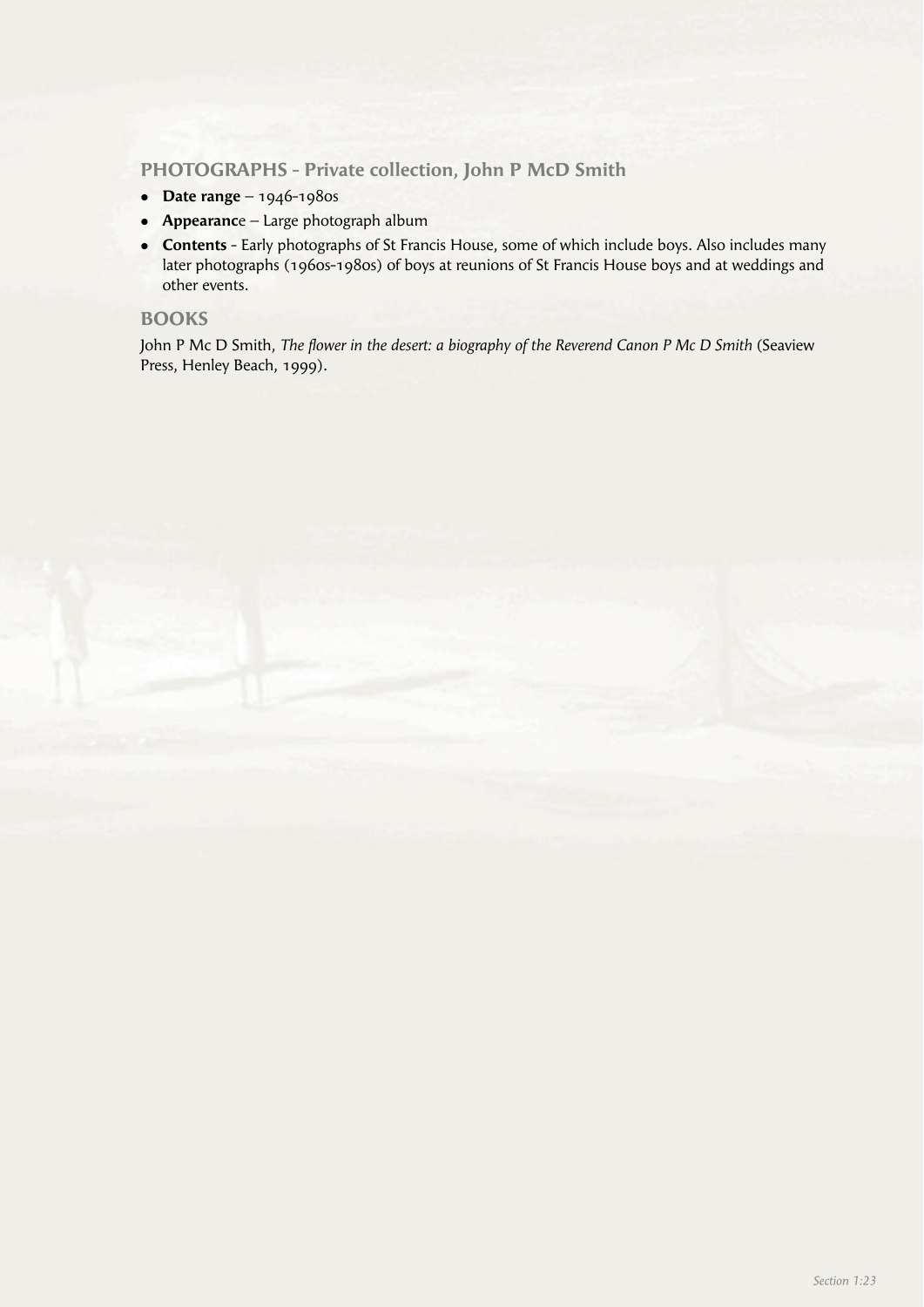## PHOTOGRAPHS - Private collection, John P McD Smith

- **Date range** – 1946-1980s
- **Appearanc**e – Large photograph album
- **Contents** - Early photographs of St Francis House, some of which include boys. Also includes many later photographs (1960s-1980s) of boys at reunions of St Francis House boys and at weddings and other events.

## BOOKS

John P Mc D Smith, *The flower in the desert: a biography of the Reverend Canon P Mc D Smith* (Seaview Press, Henley Beach, 1999).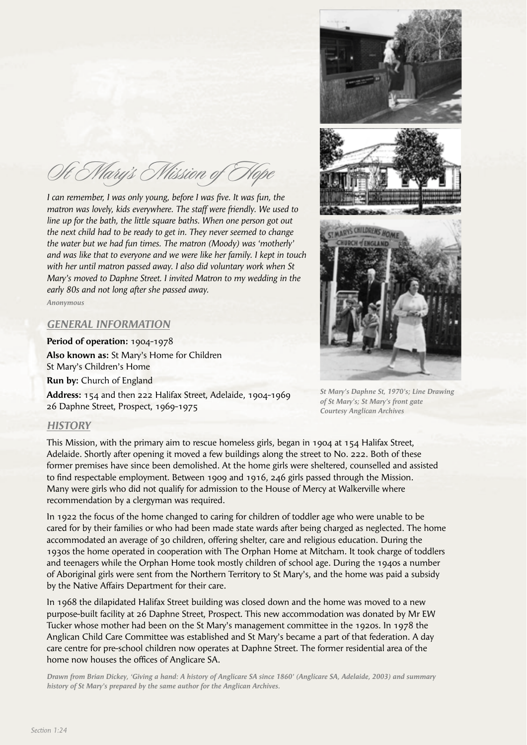# St Mary's Mission of Hope

*I can remember, I was only young, before I was five. It was fun, the matron was lovely, kids everywhere. The staff were friendly. We used to line up for the bath, the little square baths. When one person got out the next child had to be ready to get in. They never seemed to change the water but we had fun times. The matron (Moody) was 'motherly' and was like that to everyone and we were like her family. I kept in touch with her until matron passed away. I also did voluntary work when St Mary's moved to Daphne Street. I invited Matron to my wedding in the early 80s and not long after she passed away.*

***Anonymous***

## *GENERAL INFORMATION*

**Period of operation:** 1904-1978

**Also known as:** St Mary's Home for Children
St Mary's Children's Home

**Run by:** Church of England

**Address:** 154 and then 222 Halifax Street, Adelaide, 1904-1969
26 Daphne Street, Prospect, 1969-1975

***St Mary's Daphne St, 1970's; Line Drawing of St Mary's; St Mary's front gate Courtesy Anglican Archives***

## *HISTORY*

This Mission, with the primary aim to rescue homeless girls, began in 1904 at 154 Halifax Street, Adelaide. Shortly after opening it moved a few buildings along the street to No. 222. Both of these former premises have since been demolished. At the home girls were sheltered, counselled and assisted to find respectable employment. Between 1909 and 1916, 246 girls passed through the Mission. Many were girls who did not qualify for admission to the House of Mercy at Walkerville where recommendation by a clergyman was required.

In 1922 the focus of the home changed to caring for children of toddler age who were unable to be cared for by their families or who had been made state wards after being charged as neglected. The home accommodated an average of 30 children, offering shelter, care and religious education. During the 1930s the home operated in cooperation with The Orphan Home at Mitcham. It took charge of toddlers and teenagers while the Orphan Home took mostly children of school age. During the 1940s a number of Aboriginal girls were sent from the Northern Territory to St Mary's, and the home was paid a subsidy by the Native Affairs Department for their care.

In 1968 the dilapidated Halifax Street building was closed down and the home was moved to a new purpose-built facility at 26 Daphne Street, Prospect. This new accommodation was donated by Mr EW Tucker whose mother had been on the St Mary's management committee in the 1920s. In 1978 the Anglican Child Care Committee was established and St Mary's became a part of that federation. A day care centre for pre-school children now operates at Daphne Street. The former residential area of the home now houses the offices of Anglicare SA.

***Drawn from Brian Dickey, 'Giving a hand: A history of Anglicare SA since 1860' (Anglicare SA, Adelaide, 2003) and summary history of St Mary's prepared by the same author for the Anglican Archives.***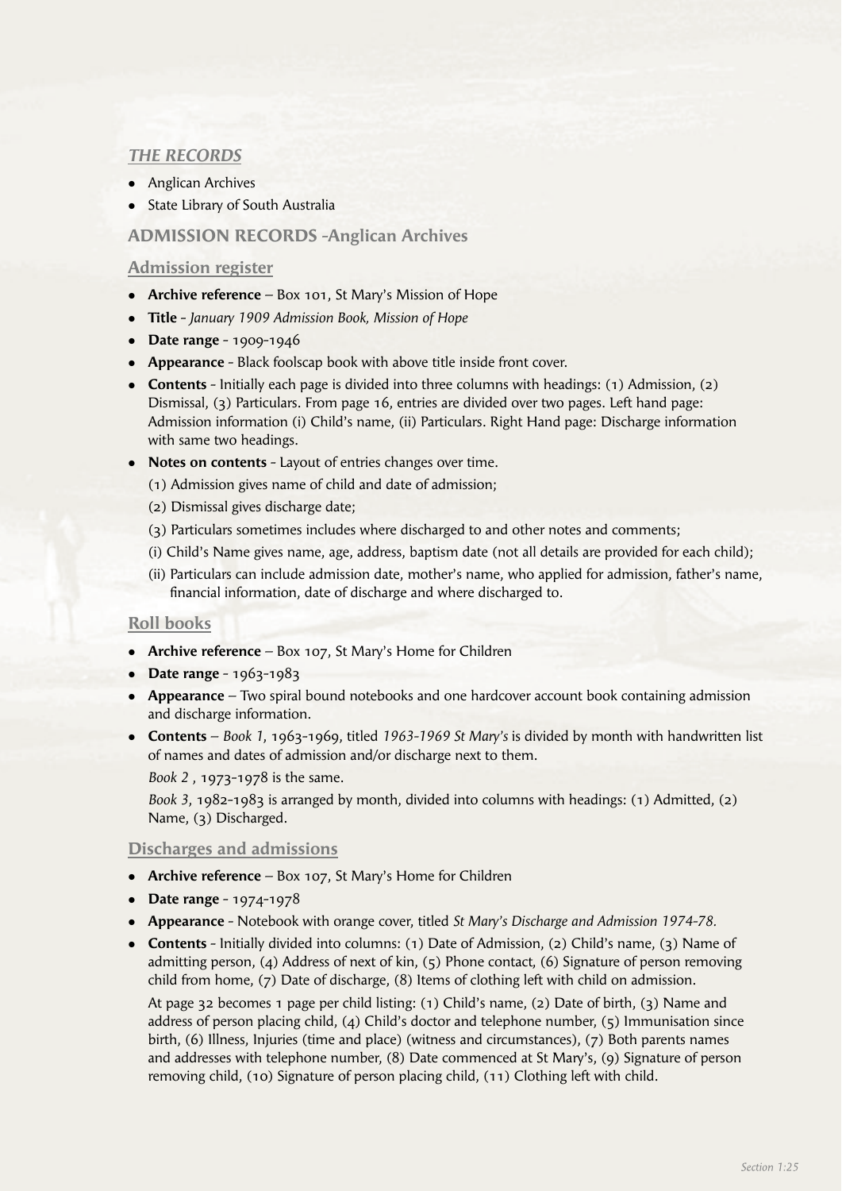## *THE RECORDS*

- Anglican Archives
- State Library of South Australia

## ADMISSION RECORDS -Anglican Archives

### Admission register

- **Archive reference** – Box 101, St Mary's Mission of Hope
- **Title** - *January 1909 Admission Book, Mission of Hope*
- **Date range** - 1909-1946
- **Appearance** - Black foolscap book with above title inside front cover.
- **Contents** - Initially each page is divided into three columns with headings: (1) Admission, (2) Dismissal, (3) Particulars. From page 16, entries are divided over two pages. Left hand page: Admission information (i) Child's name, (ii) Particulars. Right Hand page: Discharge information with same two headings.
- **Notes on contents** - Layout of entries changes over time.

  (1) Admission gives name of child and date of admission;

  (2) Dismissal gives discharge date;

  (3) Particulars sometimes includes where discharged to and other notes and comments;

  (i) Child's Name gives name, age, address, baptism date (not all details are provided for each child);

  (ii) Particulars can include admission date, mother's name, who applied for admission, father's name, financial information, date of discharge and where discharged to.

### Roll books

- **Archive reference** – Box 107, St Mary's Home for Children
- **Date range** - 1963-1983
- **Appearance** – Two spiral bound notebooks and one hardcover account book containing admission and discharge information.
- **Contents** – *Book 1*, 1963-1969, titled *1963-1969 St Mary's* is divided by month with handwritten list of names and dates of admission and/or discharge next to them.

  *Book 2* , 1973-1978 is the same.

  *Book 3*, 1982-1983 is arranged by month, divided into columns with headings: (1) Admitted, (2) Name, (3) Discharged.

### Discharges and admissions

- **Archive reference** – Box 107, St Mary's Home for Children
- **Date range** - 1974-1978
- **Appearance** - Notebook with orange cover, titled *St Mary's Discharge and Admission 1974-78.*
- **Contents** - Initially divided into columns: (1) Date of Admission, (2) Child's name, (3) Name of admitting person, (4) Address of next of kin, (5) Phone contact, (6) Signature of person removing child from home, (7) Date of discharge, (8) Items of clothing left with child on admission.

  At page 32 becomes 1 page per child listing: (1) Child's name, (2) Date of birth, (3) Name and address of person placing child, (4) Child's doctor and telephone number, (5) Immunisation since birth, (6) Illness, Injuries (time and place) (witness and circumstances), (7) Both parents names and addresses with telephone number, (8) Date commenced at St Mary's, (9) Signature of person removing child, (10) Signature of person placing child, (11) Clothing left with child.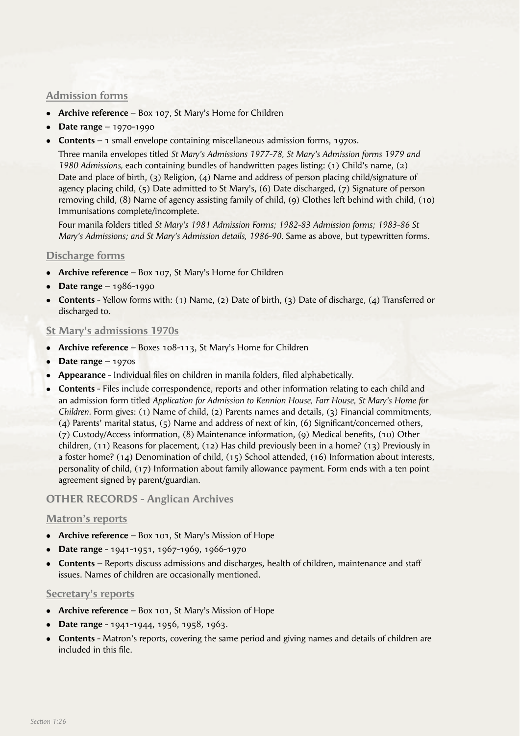## Admission forms

- **Archive reference** – Box 107, St Mary's Home for Children
- **Date range** – 1970-1990
- **Contents** – 1 small envelope containing miscellaneous admission forms, 1970s.

  Three manila envelopes titled *St Mary's Admissions 1977-78, St Mary's Admission forms 1979 and 1980 Admissions,* each containing bundles of handwritten pages listing: (1) Child's name, (2) Date and place of birth, (3) Religion, (4) Name and address of person placing child/signature of agency placing child, (5) Date admitted to St Mary's, (6) Date discharged, (7) Signature of person removing child, (8) Name of agency assisting family of child, (9) Clothes left behind with child, (10) Immunisations complete/incomplete.

  Four manila folders titled *St Mary's 1981 Admission Forms; 1982-83 Admission forms; 1983-86 St Mary's Admissions; and St Mary's Admission details, 1986-90.* Same as above, but typewritten forms.

## Discharge forms

- **Archive reference** – Box 107, St Mary's Home for Children
- **Date range** – 1986-1990
- **Contents** - Yellow forms with: (1) Name, (2) Date of birth, (3) Date of discharge, (4) Transferred or discharged to.

## St Mary's admissions 1970s

- **Archive reference** – Boxes 108-113, St Mary's Home for Children
- **Date range** – 1970s
- **Appearance** - Individual files on children in manila folders, filed alphabetically.
- **Contents** - Files include correspondence, reports and other information relating to each child and an admission form titled *Application for Admission to Kennion House, Farr House, St Mary's Home for Children.* Form gives: (1) Name of child, (2) Parents names and details, (3) Financial commitments, (4) Parents' marital status, (5) Name and address of next of kin, (6) Significant/concerned others, (7) Custody/Access information, (8) Maintenance information, (9) Medical benefits, (10) Other children, (11) Reasons for placement, (12) Has child previously been in a home? (13) Previously in a foster home? (14) Denomination of child, (15) School attended, (16) Information about interests, personality of child, (17) Information about family allowance payment. Form ends with a ten point agreement signed by parent/guardian.

# OTHER RECORDS - Anglican Archives

## Matron's reports

- **Archive reference** – Box 101, St Mary's Mission of Hope
- **Date range** - 1941-1951, 1967-1969, 1966-1970
- **Contents** – Reports discuss admissions and discharges, health of children, maintenance and staff issues. Names of children are occasionally mentioned.

## Secretary's reports

- **Archive reference** – Box 101, St Mary's Mission of Hope
- **Date range** - 1941-1944, 1956, 1958, 1963.
- **Contents** - Matron's reports, covering the same period and giving names and details of children are included in this file.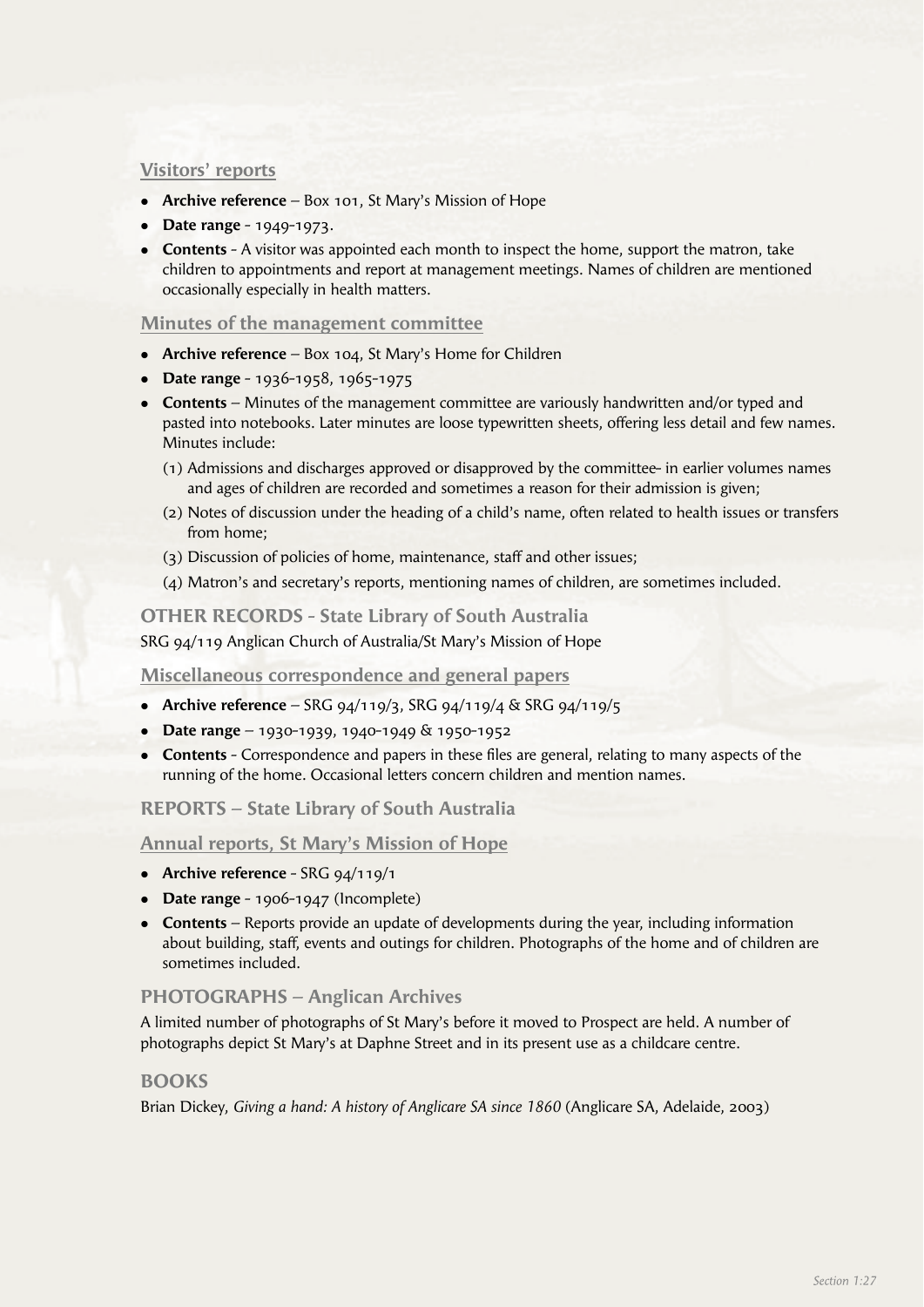### Visitors' reports

- **Archive reference** – Box 101, St Mary's Mission of Hope
- **Date range** - 1949-1973.
- **Contents** - A visitor was appointed each month to inspect the home, support the matron, take children to appointments and report at management meetings. Names of children are mentioned occasionally especially in health matters.

### Minutes of the management committee

- **Archive reference** – Box 104, St Mary's Home for Children
- **Date range** - 1936-1958, 1965-1975
- **Contents** – Minutes of the management committee are variously handwritten and/or typed and pasted into notebooks. Later minutes are loose typewritten sheets, offering less detail and few names. Minutes include:
  - (1) Admissions and discharges approved or disapproved by the committee- in earlier volumes names and ages of children are recorded and sometimes a reason for their admission is given;
  - (2) Notes of discussion under the heading of a child's name, often related to health issues or transfers from home;
  - (3) Discussion of policies of home, maintenance, staff and other issues;
  - (4) Matron's and secretary's reports, mentioning names of children, are sometimes included.

## OTHER RECORDS - State Library of South Australia

SRG 94/119 Anglican Church of Australia/St Mary's Mission of Hope

### Miscellaneous correspondence and general papers

- **Archive reference** – SRG 94/119/3, SRG 94/119/4 & SRG 94/119/5
- **Date range** – 1930-1939, 1940-1949 & 1950-1952
- **Contents** - Correspondence and papers in these files are general, relating to many aspects of the running of the home. Occasional letters concern children and mention names.

## REPORTS – State Library of South Australia

### Annual reports, St Mary's Mission of Hope

- **Archive reference** - SRG 94/119/1
- **Date range** - 1906-1947 (Incomplete)
- **Contents** – Reports provide an update of developments during the year, including information about building, staff, events and outings for children. Photographs of the home and of children are sometimes included.

## PHOTOGRAPHS – Anglican Archives

A limited number of photographs of St Mary's before it moved to Prospect are held. A number of photographs depict St Mary's at Daphne Street and in its present use as a childcare centre.

## BOOKS

Brian Dickey, *Giving a hand: A history of Anglicare SA since 1860* (Anglicare SA, Adelaide, 2003)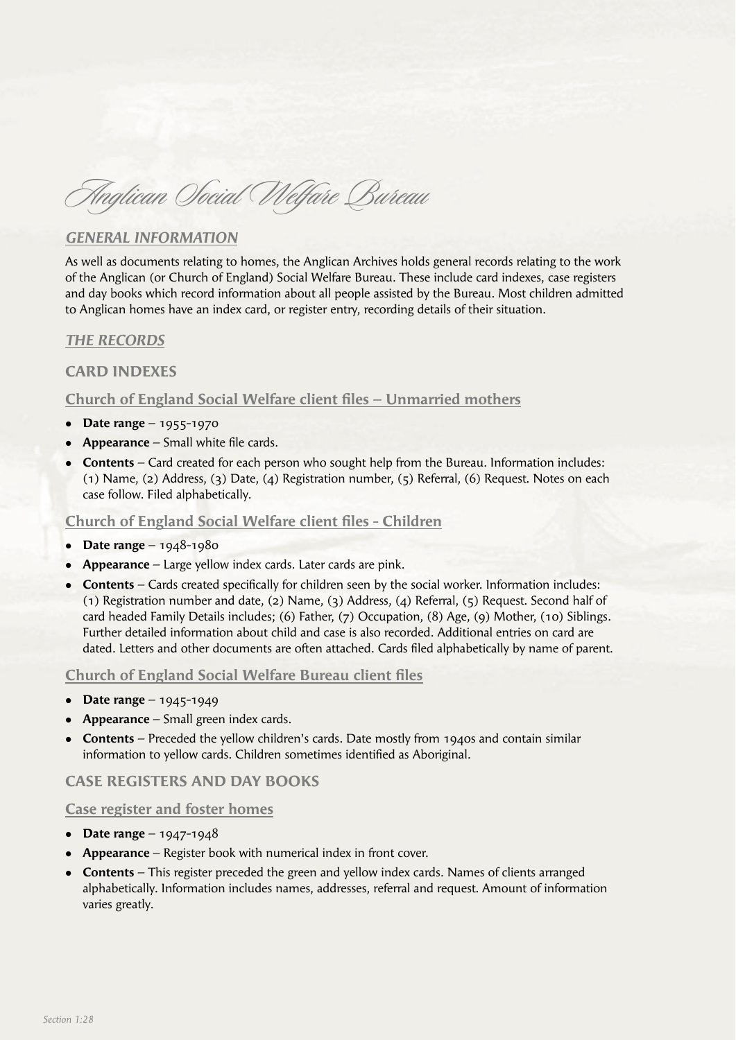# Anglican Social Welfare Bureau

## *GENERAL INFORMATION*

As well as documents relating to homes, the Anglican Archives holds general records relating to the work of the Anglican (or Church of England) Social Welfare Bureau. These include card indexes, case registers and day books which record information about all people assisted by the Bureau. Most children admitted to Anglican homes have an index card, or register entry, recording details of their situation.

## *THE RECORDS*

### CARD INDEXES

#### Church of England Social Welfare client files – Unmarried mothers

- **Date range** – 1955-1970
- **Appearance** – Small white file cards.
- **Contents** – Card created for each person who sought help from the Bureau. Information includes: (1) Name, (2) Address, (3) Date, (4) Registration number, (5) Referral, (6) Request. Notes on each case follow. Filed alphabetically.

#### Church of England Social Welfare client files - Children

- **Date range** – 1948-1980
- **Appearance** – Large yellow index cards. Later cards are pink.
- **Contents** – Cards created specifically for children seen by the social worker. Information includes: (1) Registration number and date, (2) Name, (3) Address, (4) Referral, (5) Request. Second half of card headed Family Details includes; (6) Father, (7) Occupation, (8) Age, (9) Mother, (10) Siblings. Further detailed information about child and case is also recorded. Additional entries on card are dated. Letters and other documents are often attached. Cards filed alphabetically by name of parent.

#### Church of England Social Welfare Bureau client files

- **Date range** – 1945-1949
- **Appearance** – Small green index cards.
- **Contents** – Preceded the yellow children's cards. Date mostly from 1940s and contain similar information to yellow cards. Children sometimes identified as Aboriginal.

### CASE REGISTERS AND DAY BOOKS

#### Case register and foster homes

- **Date range** – 1947-1948
- **Appearance** – Register book with numerical index in front cover.
- **Contents** – This register preceded the green and yellow index cards. Names of clients arranged alphabetically. Information includes names, addresses, referral and request. Amount of information varies greatly.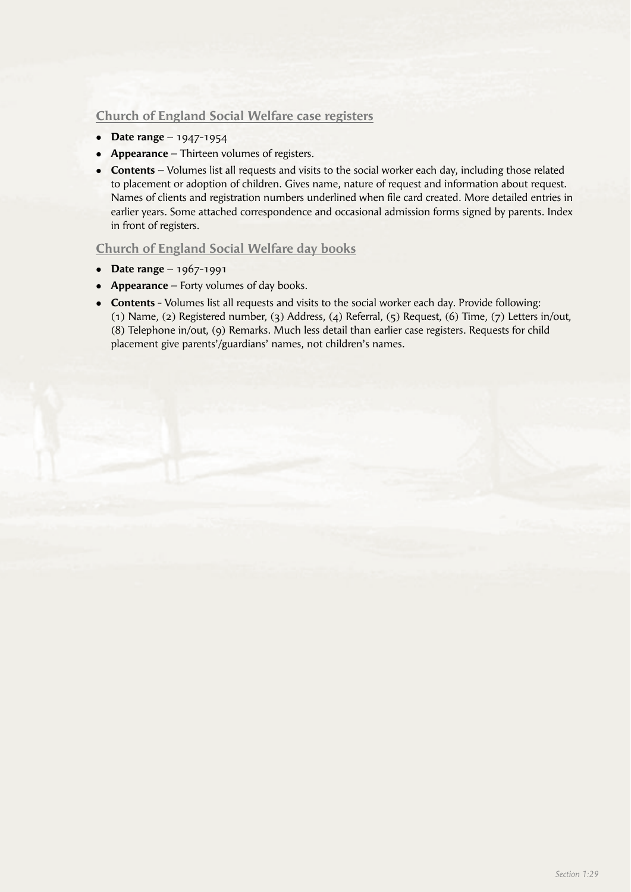## Church of England Social Welfare case registers

- **Date range** – 1947-1954
- **Appearance** – Thirteen volumes of registers.
- **Contents** – Volumes list all requests and visits to the social worker each day, including those related to placement or adoption of children. Gives name, nature of request and information about request. Names of clients and registration numbers underlined when file card created. More detailed entries in earlier years. Some attached correspondence and occasional admission forms signed by parents. Index in front of registers.

## Church of England Social Welfare day books

- **Date range** – 1967-1991
- **Appearance** – Forty volumes of day books.
- **Contents** - Volumes list all requests and visits to the social worker each day. Provide following: (1) Name, (2) Registered number, (3) Address, (4) Referral, (5) Request, (6) Time, (7) Letters in/out, (8) Telephone in/out, (9) Remarks. Much less detail than earlier case registers. Requests for child placement give parents'/guardians' names, not children's names.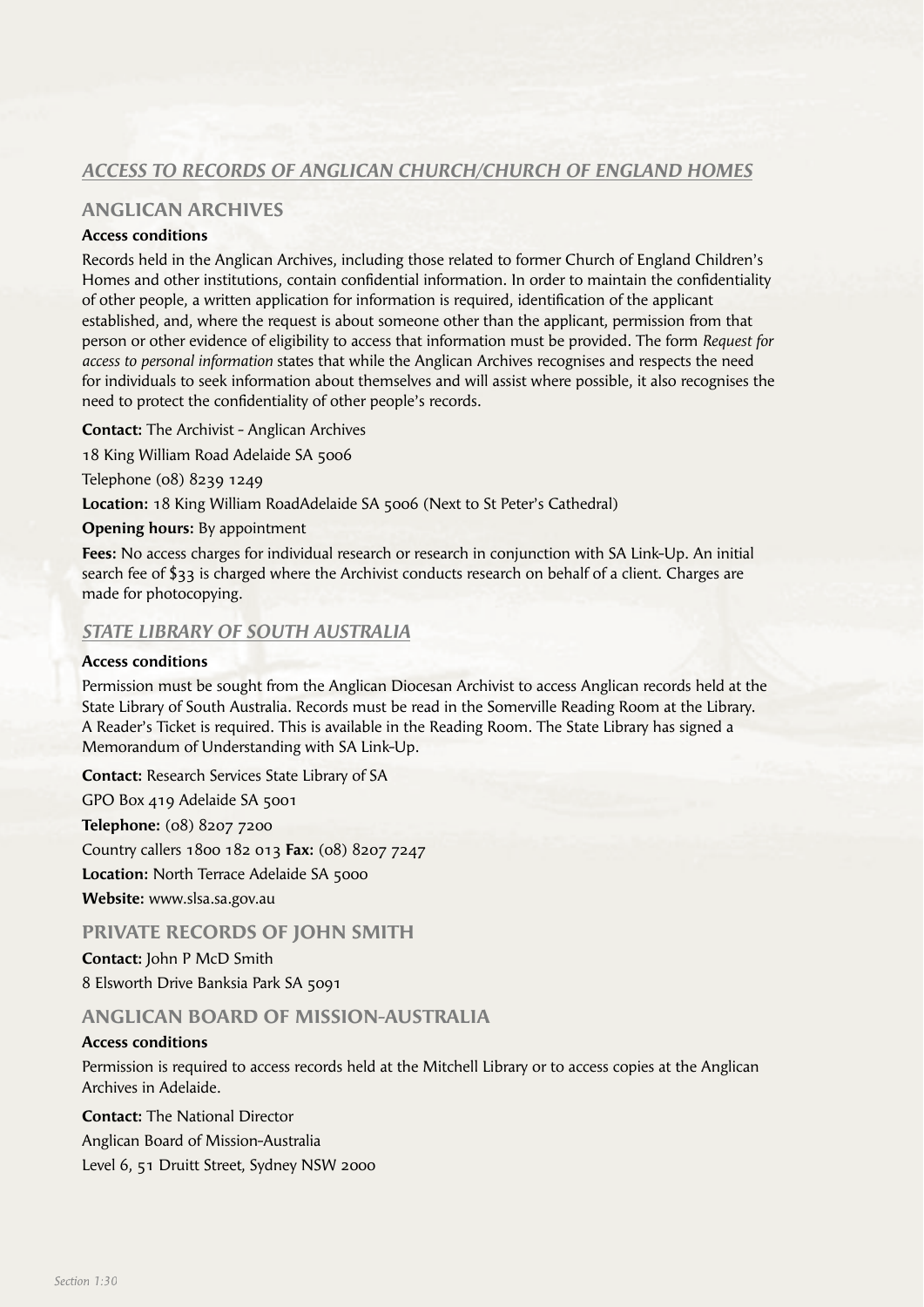## *ACCESS TO RECORDS OF ANGLICAN CHURCH/CHURCH OF ENGLAND HOMES*

### ANGLICAN ARCHIVES

**Access conditions**

Records held in the Anglican Archives, including those related to former Church of England Children's Homes and other institutions, contain confidential information. In order to maintain the confidentiality of other people, a written application for information is required, identification of the applicant established, and, where the request is about someone other than the applicant, permission from that person or other evidence of eligibility to access that information must be provided. The form *Request for access to personal information* states that while the Anglican Archives recognises and respects the need for individuals to seek information about themselves and will assist where possible, it also recognises the need to protect the confidentiality of other people's records.

**Contact:** The Archivist - Anglican Archives

18 King William Road Adelaide SA 5006

Telephone (08) 8239 1249

**Location:** 18 King William RoadAdelaide SA 5006 (Next to St Peter's Cathedral)

**Opening hours:** By appointment

**Fees:** No access charges for individual research or research in conjunction with SA Link-Up. An initial search fee of $33 is charged where the Archivist conducts research on behalf of a client. Charges are made for photocopying.

### *STATE LIBRARY OF SOUTH AUSTRALIA*

**Access conditions**

Permission must be sought from the Anglican Diocesan Archivist to access Anglican records held at the State Library of South Australia. Records must be read in the Somerville Reading Room at the Library. A Reader's Ticket is required. This is available in the Reading Room. The State Library has signed a Memorandum of Understanding with SA Link-Up.

**Contact:** Research Services State Library of SA

GPO Box 419 Adelaide SA 5001

**Telephone:** (08) 8207 7200

Country callers 1800 182 013 **Fax:** (08) 8207 7247

**Location:** North Terrace Adelaide SA 5000

**Website:** www.slsa.sa.gov.au

### PRIVATE RECORDS OF JOHN SMITH

**Contact:** John P McD Smith

8 Elsworth Drive Banksia Park SA 5091

### ANGLICAN BOARD OF MISSION-AUSTRALIA

**Access conditions**

Permission is required to access records held at the Mitchell Library or to access copies at the Anglican Archives in Adelaide.

**Contact:** The National Director

Anglican Board of Mission-Australia

Level 6, 51 Druitt Street, Sydney NSW 2000